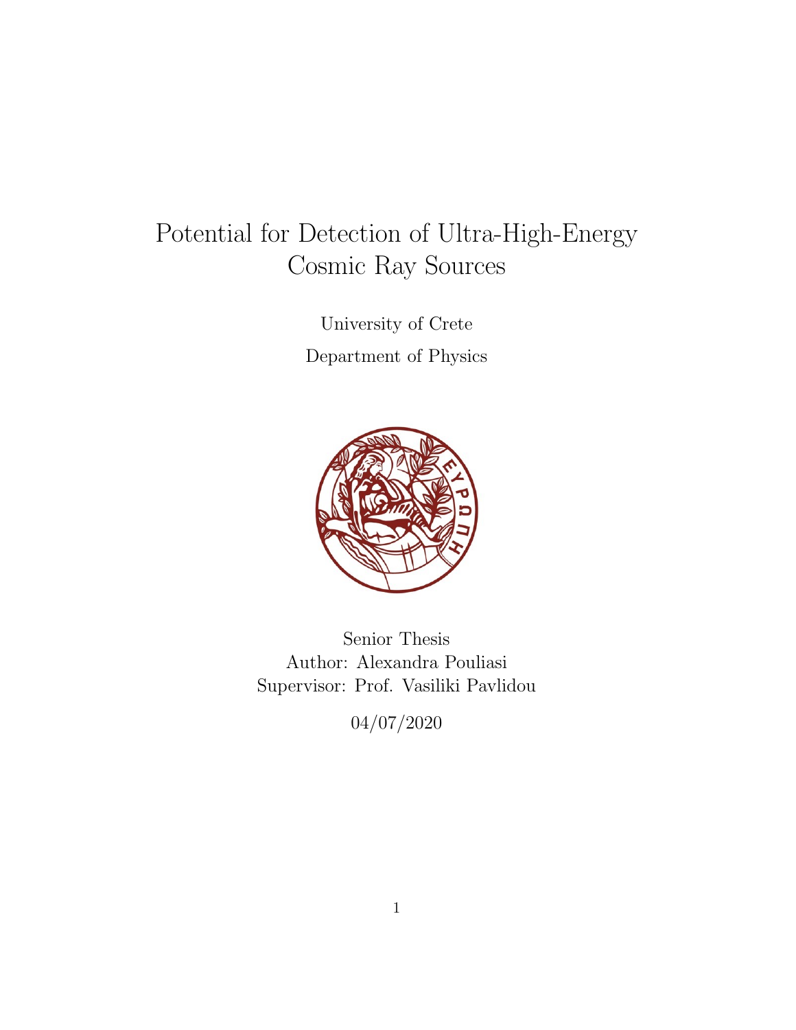# Potential for Detection of Ultra-High-Energy Cosmic Ray Sources

University of Crete

Department of Physics

Senior Thesis

Author: Alexandra Pouliasi

Supervisor: Prof. Vasiliki Pavlidou

04/07/2020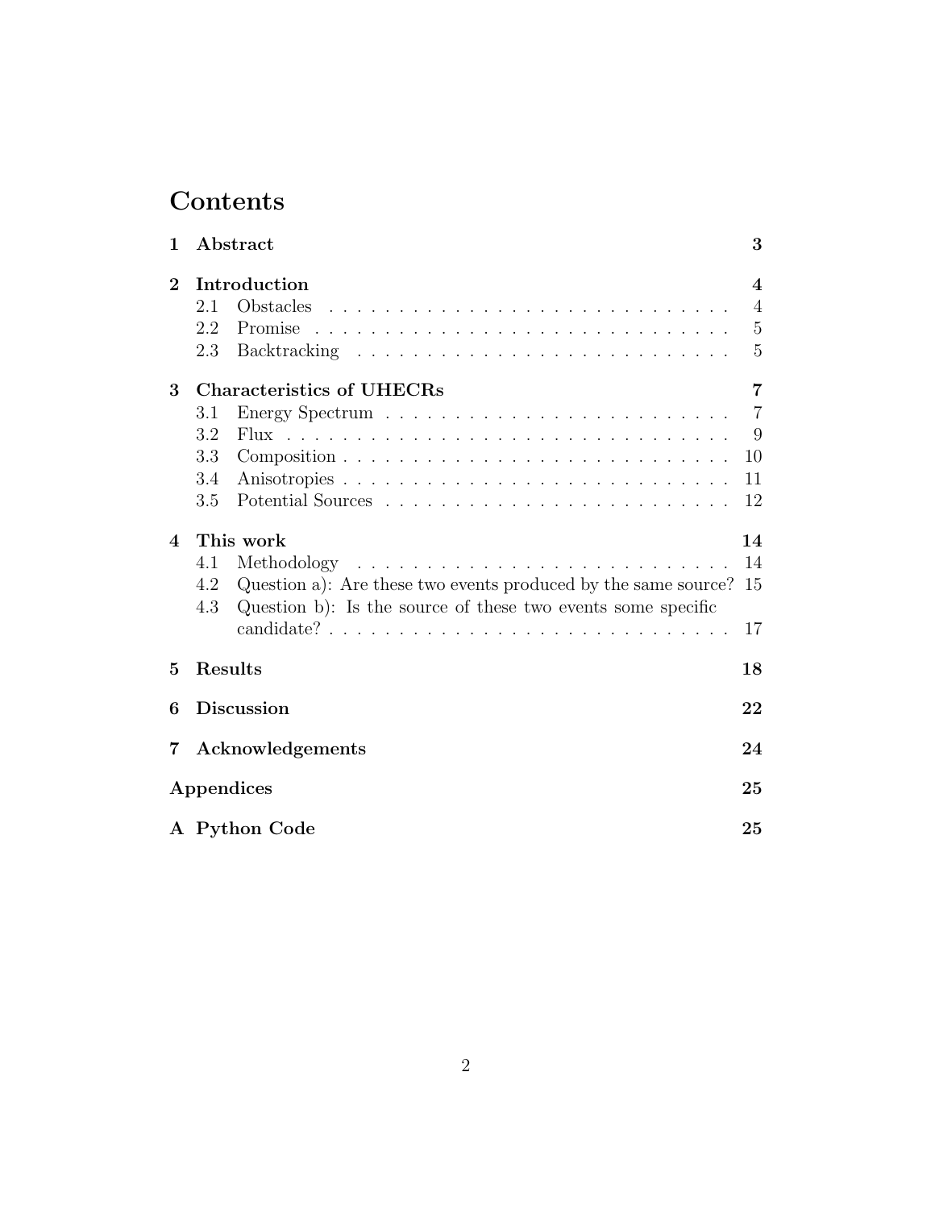# Contents

**1 Abstract** **3**

**2 Introduction** **4**
- 2.1 Obstacles . . . . . . . . . . . . . . . . . . . . . . . . . . . . . 4
- 2.2 Promise . . . . . . . . . . . . . . . . . . . . . . . . . . . . . 5
- 2.3 Backtracking . . . . . . . . . . . . . . . . . . . . . . . . . . . 5

**3 Characteristics of UHECRs** **7**
- 3.1 Energy Spectrum . . . . . . . . . . . . . . . . . . . . . . . . . 7
- 3.2 Flux . . . . . . . . . . . . . . . . . . . . . . . . . . . . . . . 9
- 3.3 Composition . . . . . . . . . . . . . . . . . . . . . . . . . . . 10
- 3.4 Anisotropies . . . . . . . . . . . . . . . . . . . . . . . . . . . 11
- 3.5 Potential Sources . . . . . . . . . . . . . . . . . . . . . . . . 12

**4 This work** **14**
- 4.1 Methodology . . . . . . . . . . . . . . . . . . . . . . . . . . . 14
- 4.2 Question a): Are these two events produced by the same source? 15
- 4.3 Question b): Is the source of these two events some specific candidate? . . . . . . . . . . . . . . . . . . . . . . . . . . . . . 17

**5 Results** **18**

**6 Discussion** **22**

**7 Acknowledgements** **24**

**Appendices** **25**

**A Python Code** **25**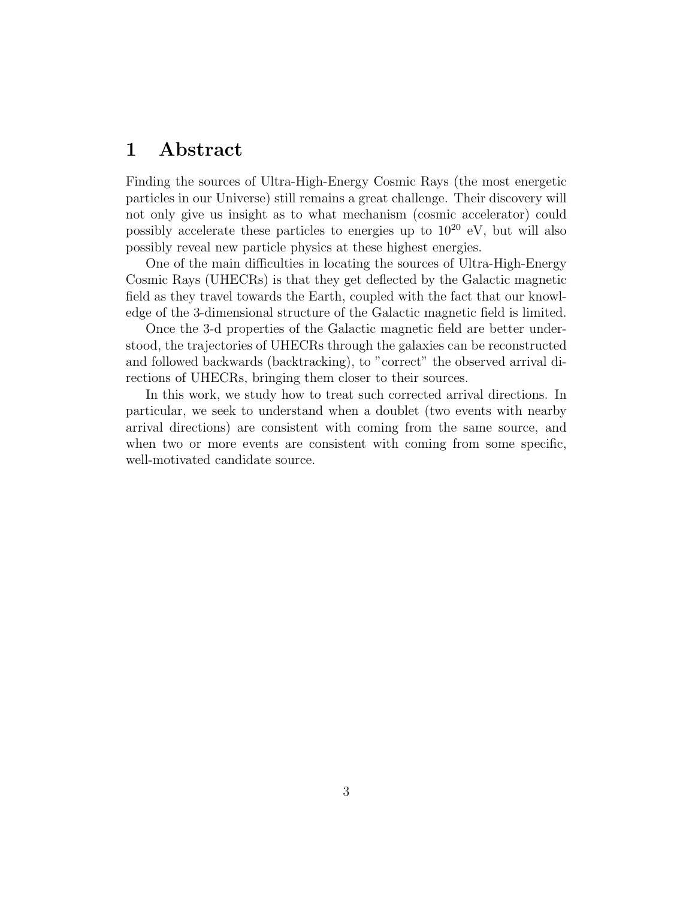# 1 Abstract

Finding the sources of Ultra-High-Energy Cosmic Rays (the most energetic particles in our Universe) still remains a great challenge. Their discovery will not only give us insight as to what mechanism (cosmic accelerator) could possibly accelerate these particles to energies up to $10^{20}$ eV, but will also possibly reveal new particle physics at these highest energies.

One of the main difficulties in locating the sources of Ultra-High-Energy Cosmic Rays (UHECRs) is that they get deflected by the Galactic magnetic field as they travel towards the Earth, coupled with the fact that our knowledge of the 3-dimensional structure of the Galactic magnetic field is limited.

Once the 3-d properties of the Galactic magnetic field are better understood, the trajectories of UHECRs through the galaxies can be reconstructed and followed backwards (backtracking), to "correct" the observed arrival directions of UHECRs, bringing them closer to their sources.

In this work, we study how to treat such corrected arrival directions. In particular, we seek to understand when a doublet (two events with nearby arrival directions) are consistent with coming from the same source, and when two or more events are consistent with coming from some specific, well-motivated candidate source.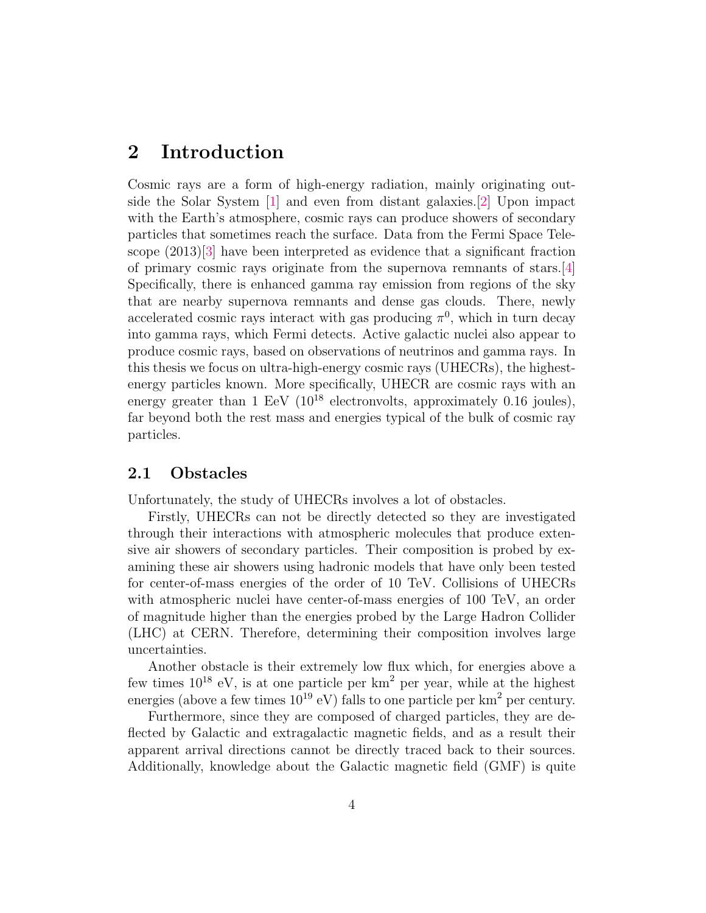## 2 Introduction

Cosmic rays are a form of high-energy radiation, mainly originating outside the Solar System [1] and even from distant galaxies.[2] Upon impact with the Earth's atmosphere, cosmic rays can produce showers of secondary particles that sometimes reach the surface. Data from the Fermi Space Telescope (2013)[3] have been interpreted as evidence that a significant fraction of primary cosmic rays originate from the supernova remnants of stars.[4] Specifically, there is enhanced gamma ray emission from regions of the sky that are nearby supernova remnants and dense gas clouds. There, newly accelerated cosmic rays interact with gas producing $\pi^0$, which in turn decay into gamma rays, which Fermi detects. Active galactic nuclei also appear to produce cosmic rays, based on observations of neutrinos and gamma rays. In this thesis we focus on ultra-high-energy cosmic rays (UHECRs), the highest-energy particles known. More specifically, UHECR are cosmic rays with an energy greater than 1 EeV ($10^{18}$ electronvolts, approximately 0.16 joules), far beyond both the rest mass and energies typical of the bulk of cosmic ray particles.

### 2.1 Obstacles

Unfortunately, the study of UHECRs involves a lot of obstacles.

Firstly, UHECRs can not be directly detected so they are investigated through their interactions with atmospheric molecules that produce extensive air showers of secondary particles. Their composition is probed by examining these air showers using hadronic models that have only been tested for center-of-mass energies of the order of 10 TeV. Collisions of UHECRs with atmospheric nuclei have center-of-mass energies of 100 TeV, an order of magnitude higher than the energies probed by the Large Hadron Collider (LHC) at CERN. Therefore, determining their composition involves large uncertainties.

Another obstacle is their extremely low flux which, for energies above a few times $10^{18}$ eV, is at one particle per km$^2$ per year, while at the highest energies (above a few times $10^{19}$ eV) falls to one particle per km$^2$ per century.

Furthermore, since they are composed of charged particles, they are deflected by Galactic and extragalactic magnetic fields, and as a result their apparent arrival directions cannot be directly traced back to their sources. Additionally, knowledge about the Galactic magnetic field (GMF) is quite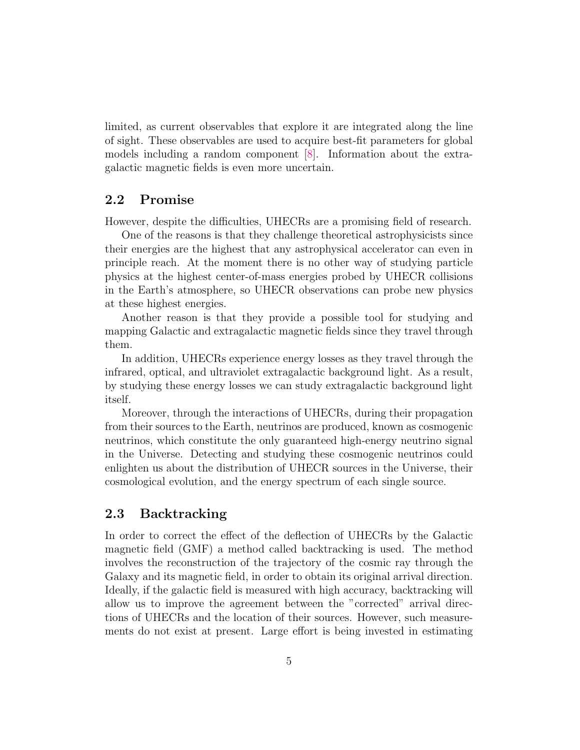limited, as current observables that explore it are integrated along the line of sight. These observables are used to acquire best-fit parameters for global models including a random component [8]. Information about the extragalactic magnetic fields is even more uncertain.

## 2.2 Promise

However, despite the difficulties, UHECRs are a promising field of research.

One of the reasons is that they challenge theoretical astrophysicists since their energies are the highest that any astrophysical accelerator can even in principle reach. At the moment there is no other way of studying particle physics at the highest center-of-mass energies probed by UHECR collisions in the Earth's atmosphere, so UHECR observations can probe new physics at these highest energies.

Another reason is that they provide a possible tool for studying and mapping Galactic and extragalactic magnetic fields since they travel through them.

In addition, UHECRs experience energy losses as they travel through the infrared, optical, and ultraviolet extragalactic background light. As a result, by studying these energy losses we can study extragalactic background light itself.

Moreover, through the interactions of UHECRs, during their propagation from their sources to the Earth, neutrinos are produced, known as cosmogenic neutrinos, which constitute the only guaranteed high-energy neutrino signal in the Universe. Detecting and studying these cosmogenic neutrinos could enlighten us about the distribution of UHECR sources in the Universe, their cosmological evolution, and the energy spectrum of each single source.

## 2.3 Backtracking

In order to correct the effect of the deflection of UHECRs by the Galactic magnetic field (GMF) a method called backtracking is used. The method involves the reconstruction of the trajectory of the cosmic ray through the Galaxy and its magnetic field, in order to obtain its original arrival direction. Ideally, if the galactic field is measured with high accuracy, backtracking will allow us to improve the agreement between the "corrected" arrival directions of UHECRs and the location of their sources. However, such measurements do not exist at present. Large effort is being invested in estimating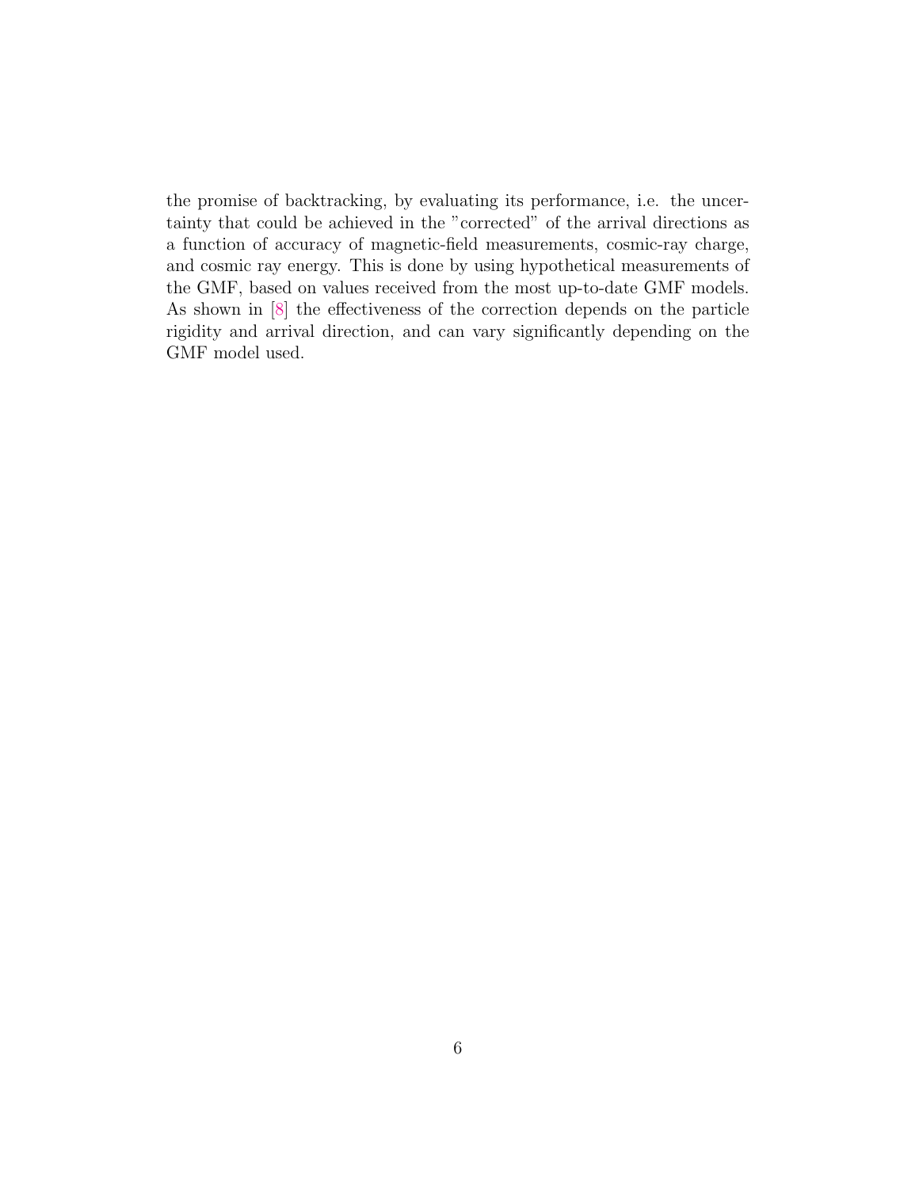the promise of backtracking, by evaluating its performance, i.e. the uncertainty that could be achieved in the "corrected" of the arrival directions as a function of accuracy of magnetic-field measurements, cosmic-ray charge, and cosmic ray energy. This is done by using hypothetical measurements of the GMF, based on values received from the most up-to-date GMF models. As shown in [8] the effectiveness of the correction depends on the particle rigidity and arrival direction, and can vary significantly depending on the GMF model used.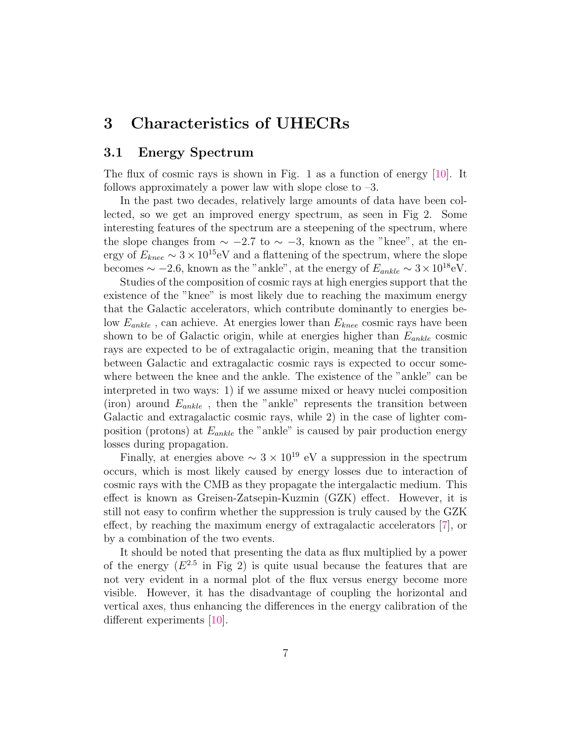# 3 Characteristics of UHECRs

## 3.1 Energy Spectrum

The flux of cosmic rays is shown in Fig. 1 as a function of energy [10]. It follows approximately a power law with slope close to –3.

In the past two decades, relatively large amounts of data have been collected, so we get an improved energy spectrum, as seen in Fig 2. Some interesting features of the spectrum are a steepening of the spectrum, where the slope changes from $\sim -2.7$ to $\sim -3$, known as the "knee", at the energy of $E_{knee} \sim 3 \times 10^{15}$eV and a flattening of the spectrum, where the slope becomes $\sim -2.6$, known as the "ankle", at the energy of $E_{ankle} \sim 3 \times 10^{18}$eV.

Studies of the composition of cosmic rays at high energies support that the existence of the "knee" is most likely due to reaching the maximum energy that the Galactic accelerators, which contribute dominantly to energies below $E_{ankle}$ , can achieve. At energies lower than $E_{knee}$ cosmic rays have been shown to be of Galactic origin, while at energies higher than $E_{ankle}$ cosmic rays are expected to be of extragalactic origin, meaning that the transition between Galactic and extragalactic cosmic rays is expected to occur somewhere between the knee and the ankle. The existence of the "ankle" can be interpreted in two ways: 1) if we assume mixed or heavy nuclei composition (iron) around $E_{ankle}$ , then the "ankle" represents the transition between Galactic and extragalactic cosmic rays, while 2) in the case of lighter composition (protons) at $E_{ankle}$ the "ankle" is caused by pair production energy losses during propagation.

Finally, at energies above $\sim 3 \times 10^{19}$ eV a suppression in the spectrum occurs, which is most likely caused by energy losses due to interaction of cosmic rays with the CMB as they propagate the intergalactic medium. This effect is known as Greisen-Zatsepin-Kuzmin (GZK) effect. However, it is still not easy to confirm whether the suppression is truly caused by the GZK effect, by reaching the maximum energy of extragalactic accelerators [7], or by a combination of the two events.

It should be noted that presenting the data as flux multiplied by a power of the energy ($E^{2.5}$ in Fig 2) is quite usual because the features that are not very evident in a normal plot of the flux versus energy become more visible. However, it has the disadvantage of coupling the horizontal and vertical axes, thus enhancing the differences in the energy calibration of the different experiments [10].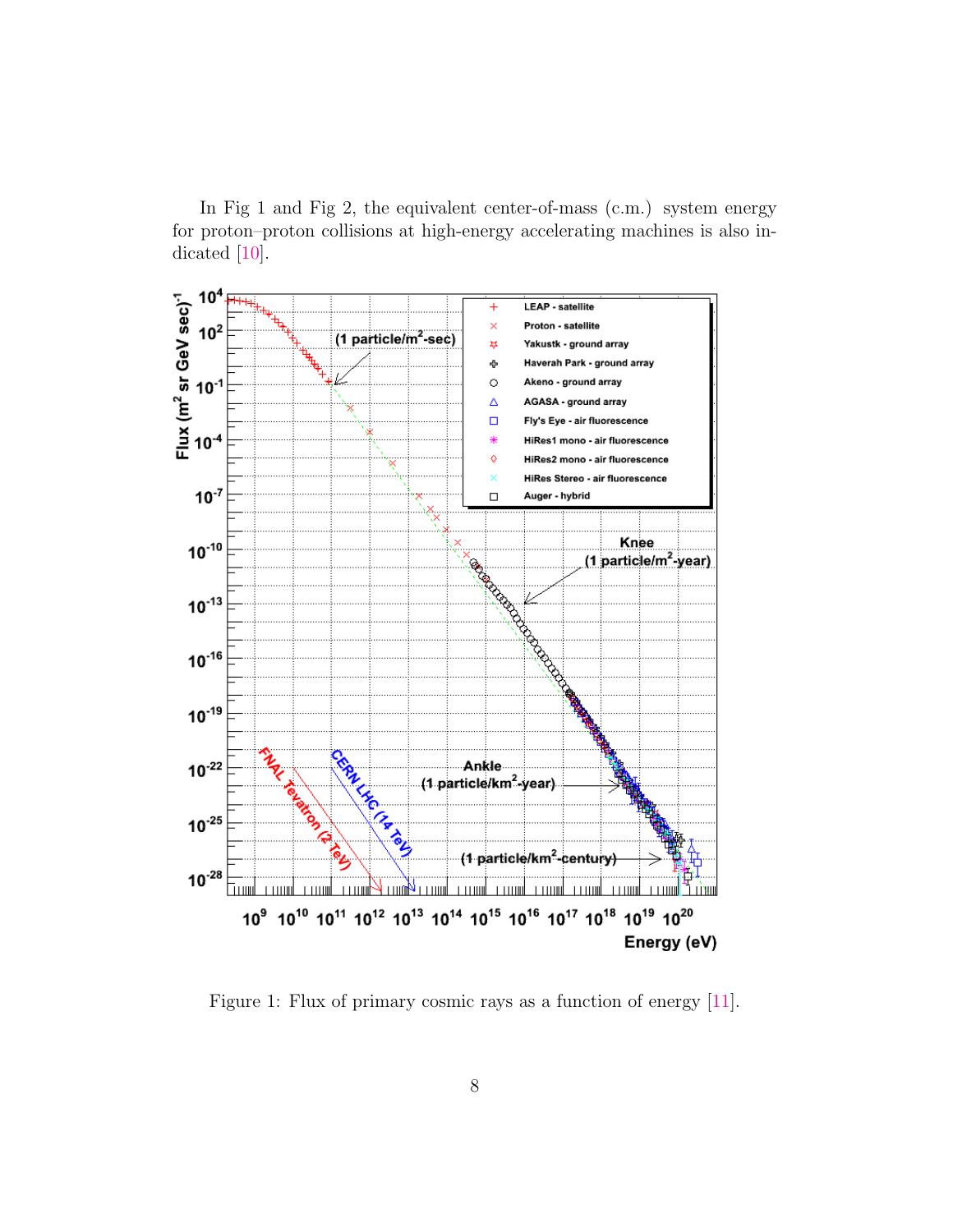In Fig 1 and Fig 2, the equivalent center-of-mass (c.m.) system energy for proton–proton collisions at high-energy accelerating machines is also indicated [10].

Figure 1: Flux of primary cosmic rays as a function of energy [11].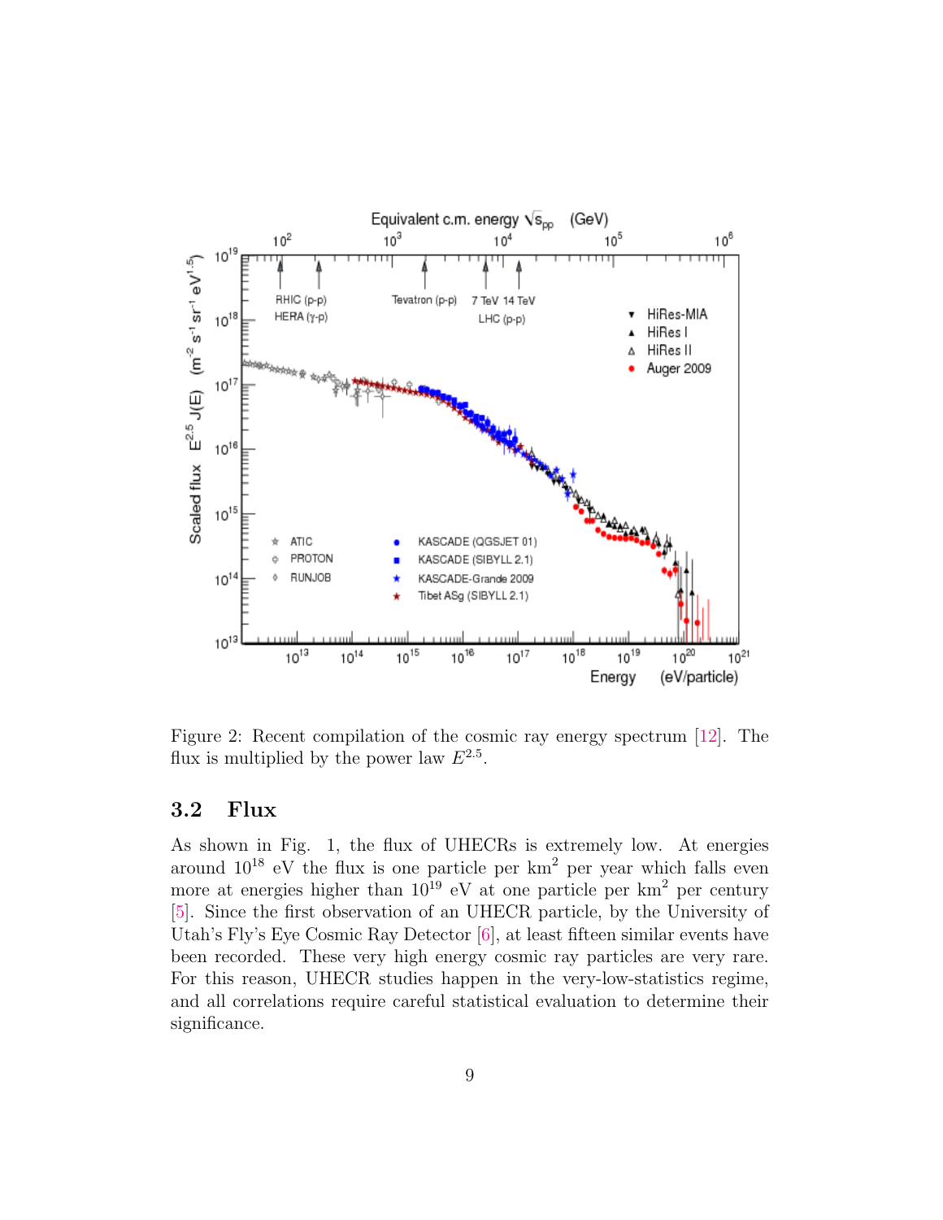Figure 2: Recent compilation of the cosmic ray energy spectrum [12]. The flux is multiplied by the power law $E^{2.5}$.

### 3.2 Flux

As shown in Fig. 1, the flux of UHECRs is extremely low. At energies around $10^{18}$ eV the flux is one particle per km$^2$ per year which falls even more at energies higher than $10^{19}$ eV at one particle per km$^2$ per century [5]. Since the first observation of an UHECR particle, by the University of Utah's Fly's Eye Cosmic Ray Detector [6], at least fifteen similar events have been recorded. These very high energy cosmic ray particles are very rare. For this reason, UHECR studies happen in the very-low-statistics regime, and all correlations require careful statistical evaluation to determine their significance.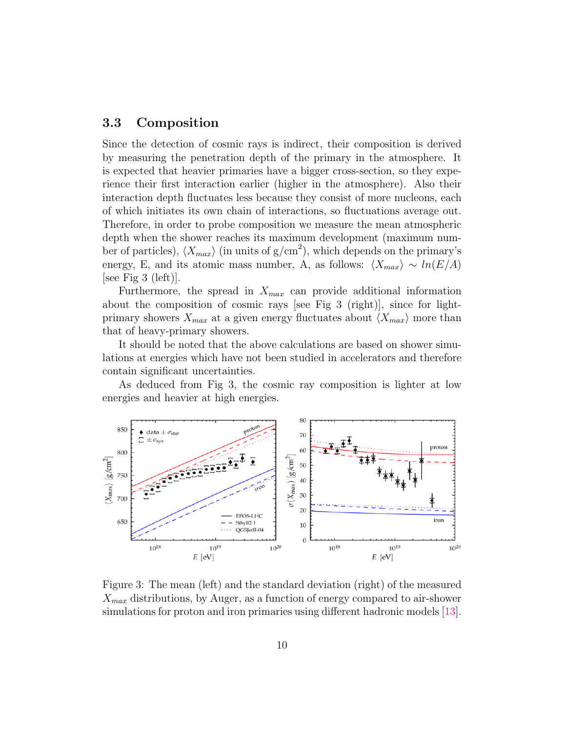### 3.3 Composition

Since the detection of cosmic rays is indirect, their composition is derived by measuring the penetration depth of the primary in the atmosphere. It is expected that heavier primaries have a bigger cross-section, so they experience their first interaction earlier (higher in the atmosphere). Also their interaction depth fluctuates less because they consist of more nucleons, each of which initiates its own chain of interactions, so fluctuations average out. Therefore, in order to probe composition we measure the mean atmospheric depth when the shower reaches its maximum development (maximum number of particles), $\langle X_{max} \rangle$ (in units of g/cm$^2$), which depends on the primary's energy, E, and its atomic mass number, A, as follows: $\langle X_{max} \rangle \sim ln(E/A)$ [see Fig 3 (left)].

Furthermore, the spread in $X_{max}$ can provide additional information about the composition of cosmic rays [see Fig 3 (right)], since for light-primary showers $X_{max}$ at a given energy fluctuates about $\langle X_{max} \rangle$ more than that of heavy-primary showers.

It should be noted that the above calculations are based on shower simulations at energies which have not been studied in accelerators and therefore contain significant uncertainties.

As deduced from Fig 3, the cosmic ray composition is lighter at low energies and heavier at high energies.

Figure 3: The mean (left) and the standard deviation (right) of the measured $X_{max}$ distributions, by Auger, as a function of energy compared to air-shower simulations for proton and iron primaries using different hadronic models [13].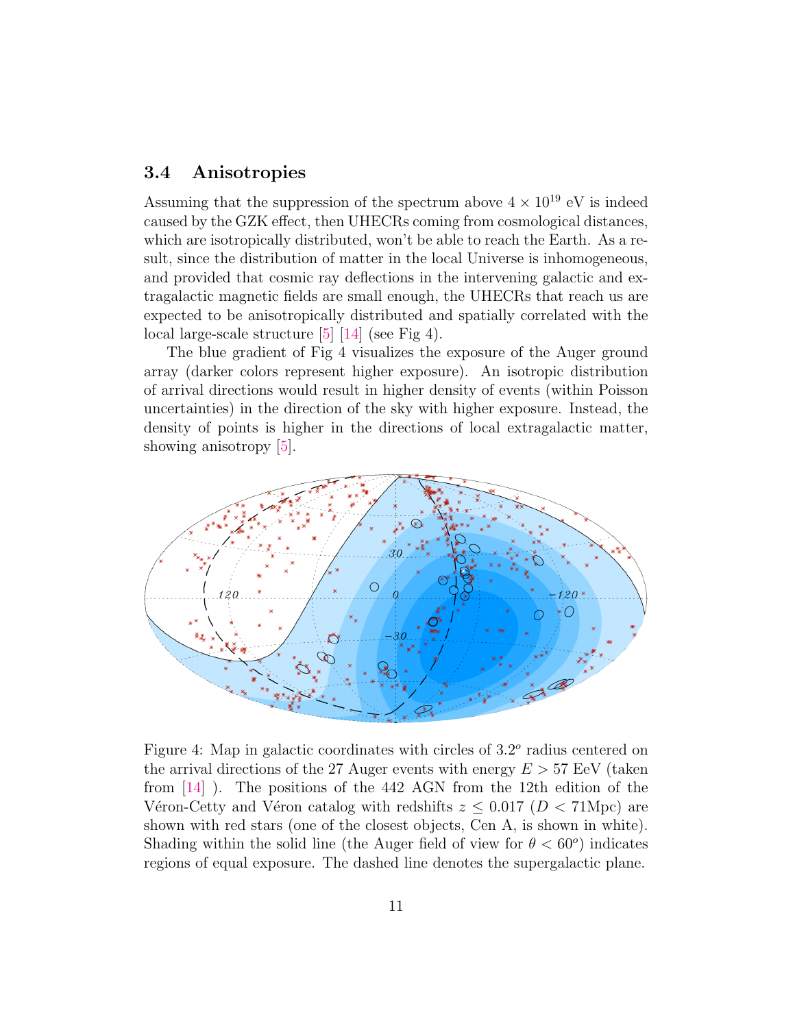### 3.4 Anisotropies

Assuming that the suppression of the spectrum above $4 \times 10^{19}$ eV is indeed caused by the GZK effect, then UHECRs coming from cosmological distances, which are isotropically distributed, won't be able to reach the Earth. As a result, since the distribution of matter in the local Universe is inhomogeneous, and provided that cosmic ray deflections in the intervening galactic and extragalactic magnetic fields are small enough, the UHECRs that reach us are expected to be anisotropically distributed and spatially correlated with the local large-scale structure [5] [14] (see Fig 4).

The blue gradient of Fig 4 visualizes the exposure of the Auger ground array (darker colors represent higher exposure). An isotropic distribution of arrival directions would result in higher density of events (within Poisson uncertainties) in the direction of the sky with higher exposure. Instead, the density of points is higher in the directions of local extragalactic matter, showing anisotropy [5].

Figure 4: Map in galactic coordinates with circles of $3.2^o$ radius centered on the arrival directions of the 27 Auger events with energy $E > 57$ EeV (taken from [14] ). The positions of the 442 AGN from the 12th edition of the Véron-Cetty and Véron catalog with redshifts $z \leq 0.017$ ($D < 71$Mpc) are shown with red stars (one of the closest objects, Cen A, is shown in white). Shading within the solid line (the Auger field of view for $\theta < 60^o$) indicates regions of equal exposure. The dashed line denotes the supergalactic plane.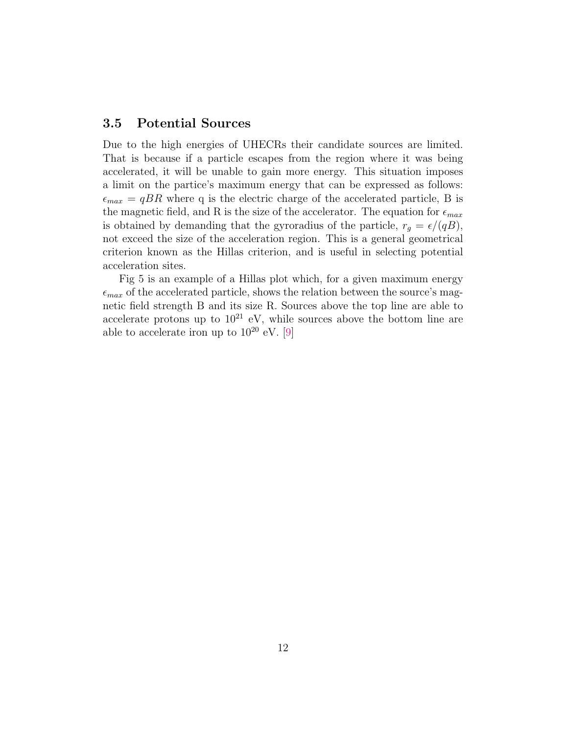### 3.5 Potential Sources

Due to the high energies of UHECRs their candidate sources are limited. That is because if a particle escapes from the region where it was being accelerated, it will be unable to gain more energy. This situation imposes a limit on the partice's maximum energy that can be expressed as follows: $\epsilon_{max} = qBR$ where q is the electric charge of the accelerated particle, B is the magnetic field, and R is the size of the accelerator. The equation for $\epsilon_{max}$ is obtained by demanding that the gyroradius of the particle, $r_g = \epsilon/(qB)$, not exceed the size of the acceleration region. This is a general geometrical criterion known as the Hillas criterion, and is useful in selecting potential acceleration sites.

Fig 5 is an example of a Hillas plot which, for a given maximum energy $\epsilon_{max}$ of the accelerated particle, shows the relation between the source's magnetic field strength B and its size R. Sources above the top line are able to accelerate protons up to $10^{21}$ eV, while sources above the bottom line are able to accelerate iron up to $10^{20}$ eV. [9]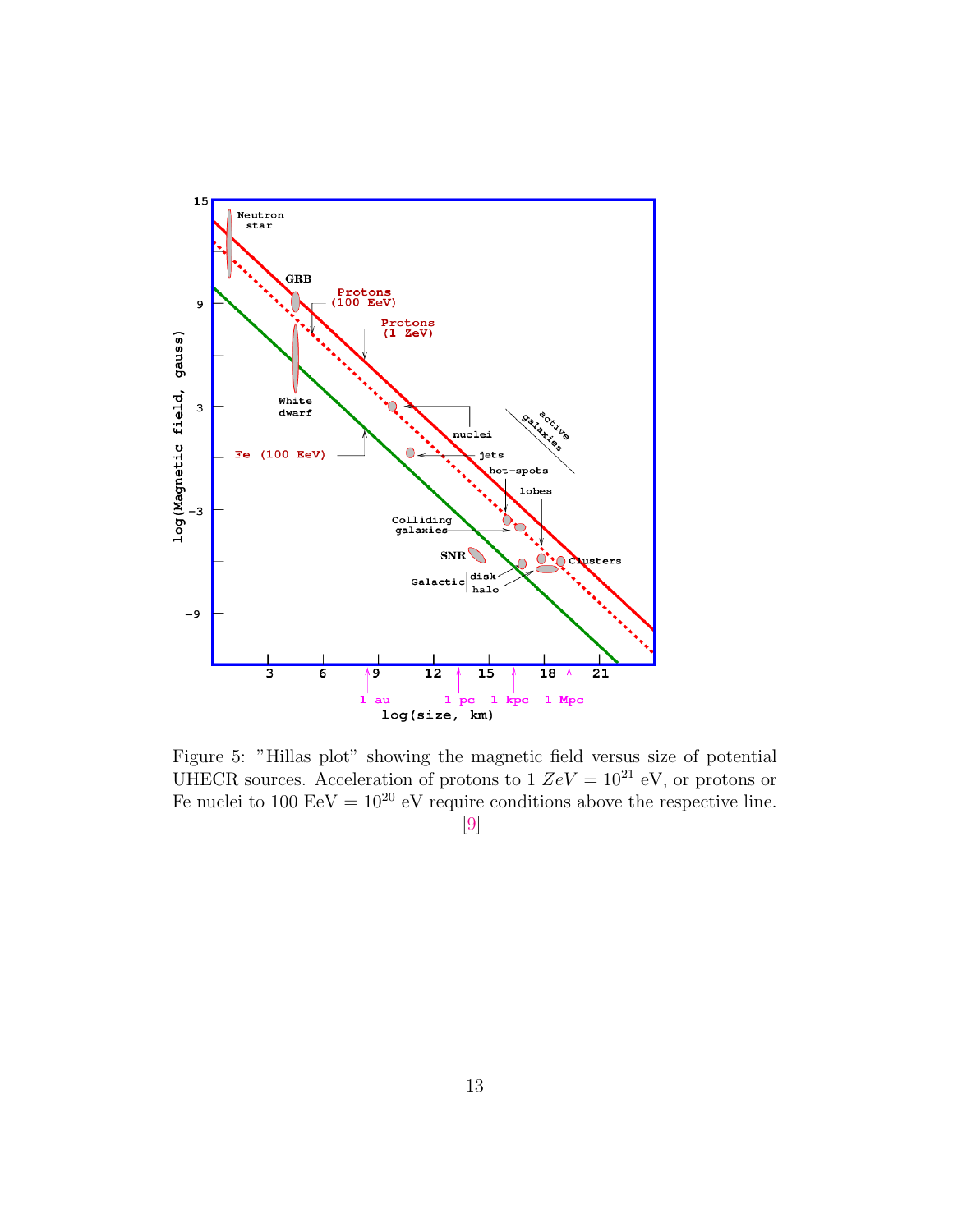Figure 5: "Hillas plot" showing the magnetic field versus size of potential UHECR sources. Acceleration of protons to 1 $ZeV = 10^{21}$ eV, or protons or Fe nuclei to 100 EeV $= 10^{20}$ eV require conditions above the respective line. [9]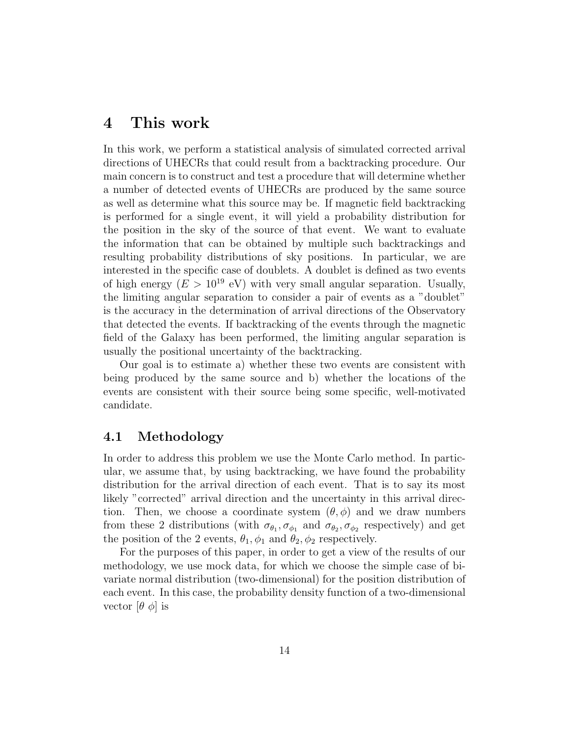# 4 This work

In this work, we perform a statistical analysis of simulated corrected arrival directions of UHECRs that could result from a backtracking procedure. Our main concern is to construct and test a procedure that will determine whether a number of detected events of UHECRs are produced by the same source as well as determine what this source may be. If magnetic field backtracking is performed for a single event, it will yield a probability distribution for the position in the sky of the source of that event. We want to evaluate the information that can be obtained by multiple such backtrackings and resulting probability distributions of sky positions. In particular, we are interested in the specific case of doublets. A doublet is defined as two events of high energy ($E > 10^{19}$ eV) with very small angular separation. Usually, the limiting angular separation to consider a pair of events as a "doublet" is the accuracy in the determination of arrival directions of the Observatory that detected the events. If backtracking of the events through the magnetic field of the Galaxy has been performed, the limiting angular separation is usually the positional uncertainty of the backtracking.

Our goal is to estimate a) whether these two events are consistent with being produced by the same source and b) whether the locations of the events are consistent with their source being some specific, well-motivated candidate.

## 4.1 Methodology

In order to address this problem we use the Monte Carlo method. In particular, we assume that, by using backtracking, we have found the probability distribution for the arrival direction of each event. That is to say its most likely "corrected" arrival direction and the uncertainty in this arrival direction. Then, we choose a coordinate system $(\theta, \phi)$ and we draw numbers from these 2 distributions (with $\sigma_{\theta_1}, \sigma_{\phi_1}$ and $\sigma_{\theta_2}, \sigma_{\phi_2}$ respectively) and get the position of the 2 events, $\theta_1, \phi_1$ and $\theta_2, \phi_2$ respectively.

For the purposes of this paper, in order to get a view of the results of our methodology, we use mock data, for which we choose the simple case of bivariate normal distribution (two-dimensional) for the position distribution of each event. In this case, the probability density function of a two-dimensional vector $[\theta\ \phi]$ is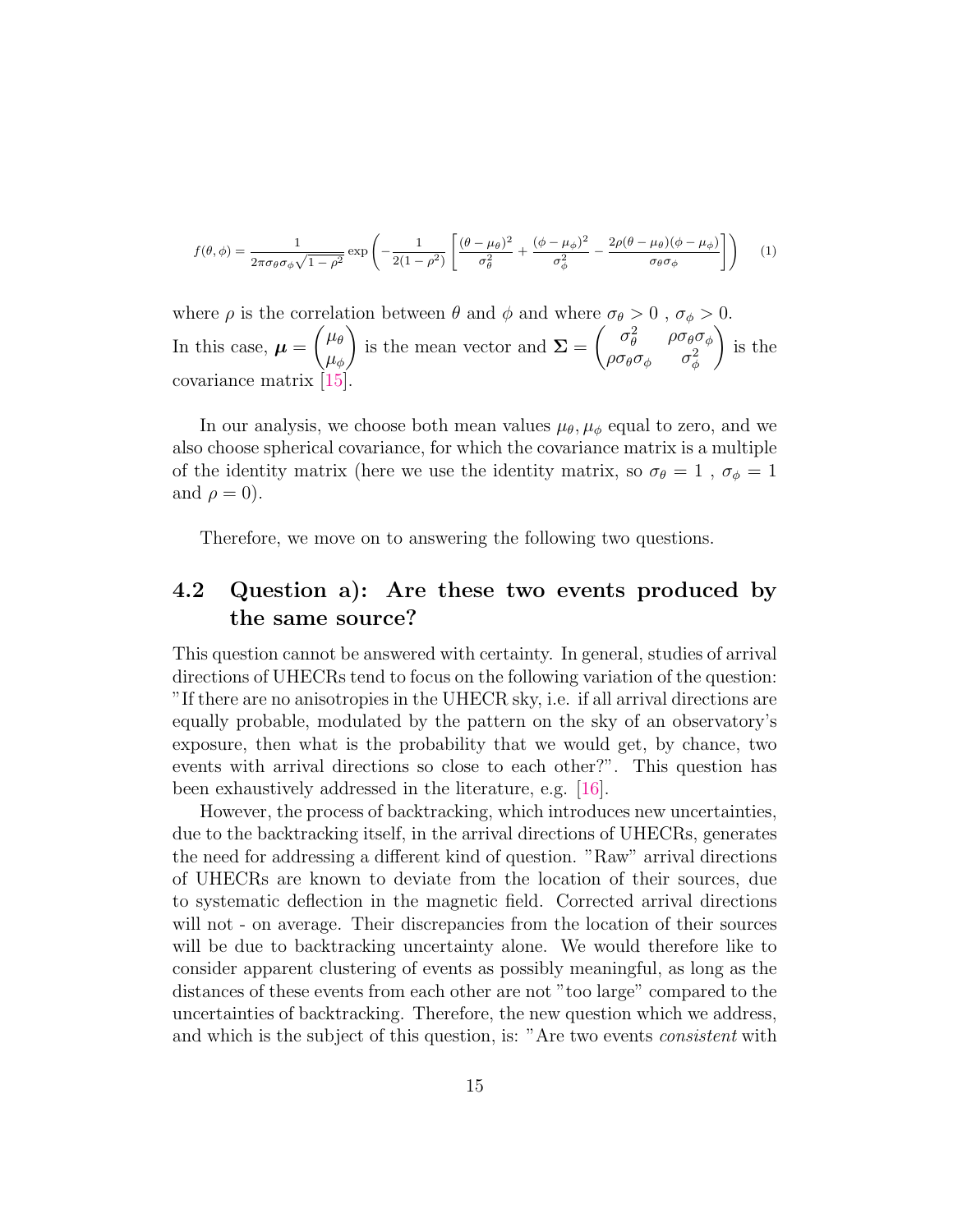$$f(\theta,\phi) = \frac{1}{2\pi\sigma_\theta\sigma_\phi\sqrt{1-\rho^2}} \exp\left(-\frac{1}{2(1-\rho^2)}\left[\frac{(\theta-\mu_\theta)^2}{\sigma_\theta^2} + \frac{(\phi-\mu_\phi)^2}{\sigma_\phi^2} - \frac{2\rho(\theta-\mu_\theta)(\phi-\mu_\phi)}{\sigma_\theta\sigma_\phi}\right]\right) \quad (1)$$

where $\rho$ is the correlation between $\theta$ and $\phi$ and where $\sigma_\theta > 0$ , $\sigma_\phi > 0$.
In this case, $\boldsymbol{\mu} = \begin{pmatrix}\mu_\theta \\ \mu_\phi\end{pmatrix}$ is the mean vector and $\boldsymbol{\Sigma} = \begin{pmatrix}\sigma_\theta^2 & \rho\sigma_\theta\sigma_\phi \\ \rho\sigma_\theta\sigma_\phi & \sigma_\phi^2\end{pmatrix}$ is the covariance matrix [15].

In our analysis, we choose both mean values $\mu_\theta, \mu_\phi$ equal to zero, and we also choose spherical covariance, for which the covariance matrix is a multiple of the identity matrix (here we use the identity matrix, so $\sigma_\theta = 1$ , $\sigma_\phi = 1$ and $\rho = 0$).

Therefore, we move on to answering the following two questions.

## 4.2 Question a): Are these two events produced by the same source?

This question cannot be answered with certainty. In general, studies of arrival directions of UHECRs tend to focus on the following variation of the question: "If there are no anisotropies in the UHECR sky, i.e. if all arrival directions are equally probable, modulated by the pattern on the sky of an observatory's exposure, then what is the probability that we would get, by chance, two events with arrival directions so close to each other?". This question has been exhaustively addressed in the literature, e.g. [16].

However, the process of backtracking, which introduces new uncertainties, due to the backtracking itself, in the arrival directions of UHECRs, generates the need for addressing a different kind of question. "Raw" arrival directions of UHECRs are known to deviate from the location of their sources, due to systematic deflection in the magnetic field. Corrected arrival directions will not - on average. Their discrepancies from the location of their sources will be due to backtracking uncertainty alone. We would therefore like to consider apparent clustering of events as possibly meaningful, as long as the distances of these events from each other are not "too large" compared to the uncertainties of backtracking. Therefore, the new question which we address, and which is the subject of this question, is: "Are two events *consistent* with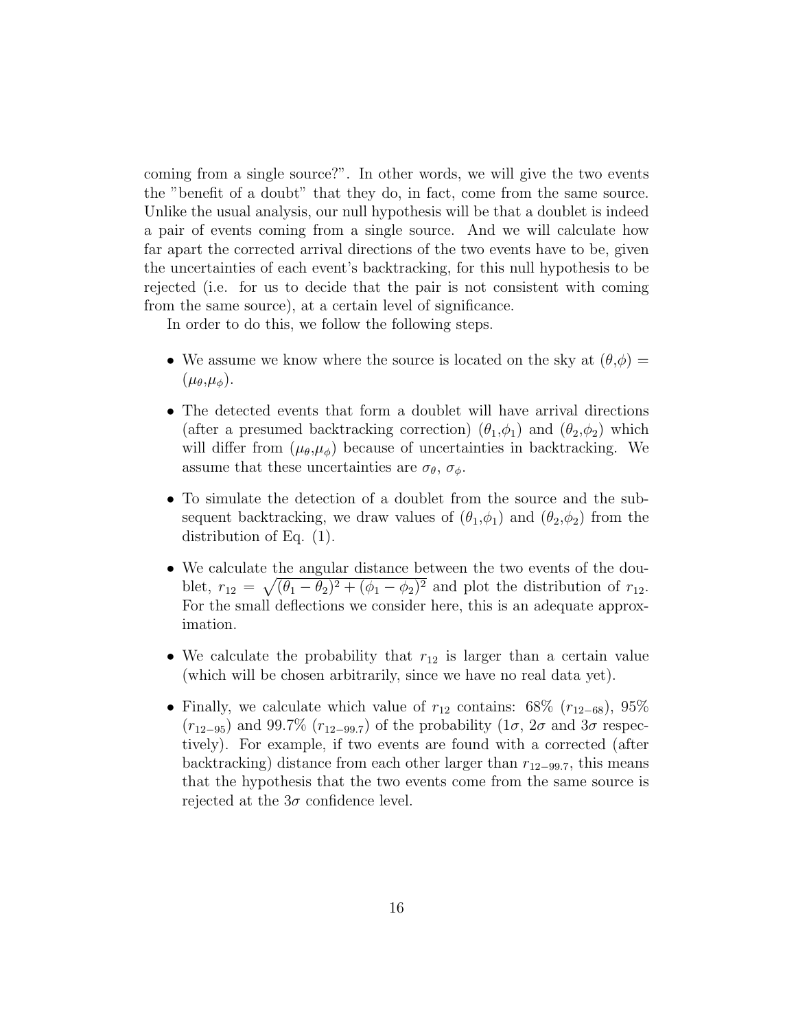coming from a single source?". In other words, we will give the two events the "benefit of a doubt" that they do, in fact, come from the same source. Unlike the usual analysis, our null hypothesis will be that a doublet is indeed a pair of events coming from a single source. And we will calculate how far apart the corrected arrival directions of the two events have to be, given the uncertainties of each event's backtracking, for this null hypothesis to be rejected (i.e. for us to decide that the pair is not consistent with coming from the same source), at a certain level of significance.

In order to do this, we follow the following steps.

- We assume we know where the source is located on the sky at $(\theta,\phi) = (\mu_\theta,\mu_\phi)$.
- The detected events that form a doublet will have arrival directions (after a presumed backtracking correction) $(\theta_1,\phi_1)$ and $(\theta_2,\phi_2)$ which will differ from $(\mu_\theta,\mu_\phi)$ because of uncertainties in backtracking. We assume that these uncertainties are $\sigma_\theta$, $\sigma_\phi$.
- To simulate the detection of a doublet from the source and the subsequent backtracking, we draw values of $(\theta_1,\phi_1)$ and $(\theta_2,\phi_2)$ from the distribution of Eq. (1).
- We calculate the angular distance between the two events of the doublet, $r_{12} = \sqrt{(\theta_1-\theta_2)^2 + (\phi_1-\phi_2)^2}$ and plot the distribution of $r_{12}$. For the small deflections we consider here, this is an adequate approximation.
- We calculate the probability that $r_{12}$ is larger than a certain value (which will be chosen arbitrarily, since we have no real data yet).
- Finally, we calculate which value of $r_{12}$ contains: 68% ($r_{12-68}$), 95% ($r_{12-95}$) and 99.7% ($r_{12-99.7}$) of the probability ($1\sigma$, $2\sigma$ and $3\sigma$ respectively). For example, if two events are found with a corrected (after backtracking) distance from each other larger than $r_{12-99.7}$, this means that the hypothesis that the two events come from the same source is rejected at the $3\sigma$ confidence level.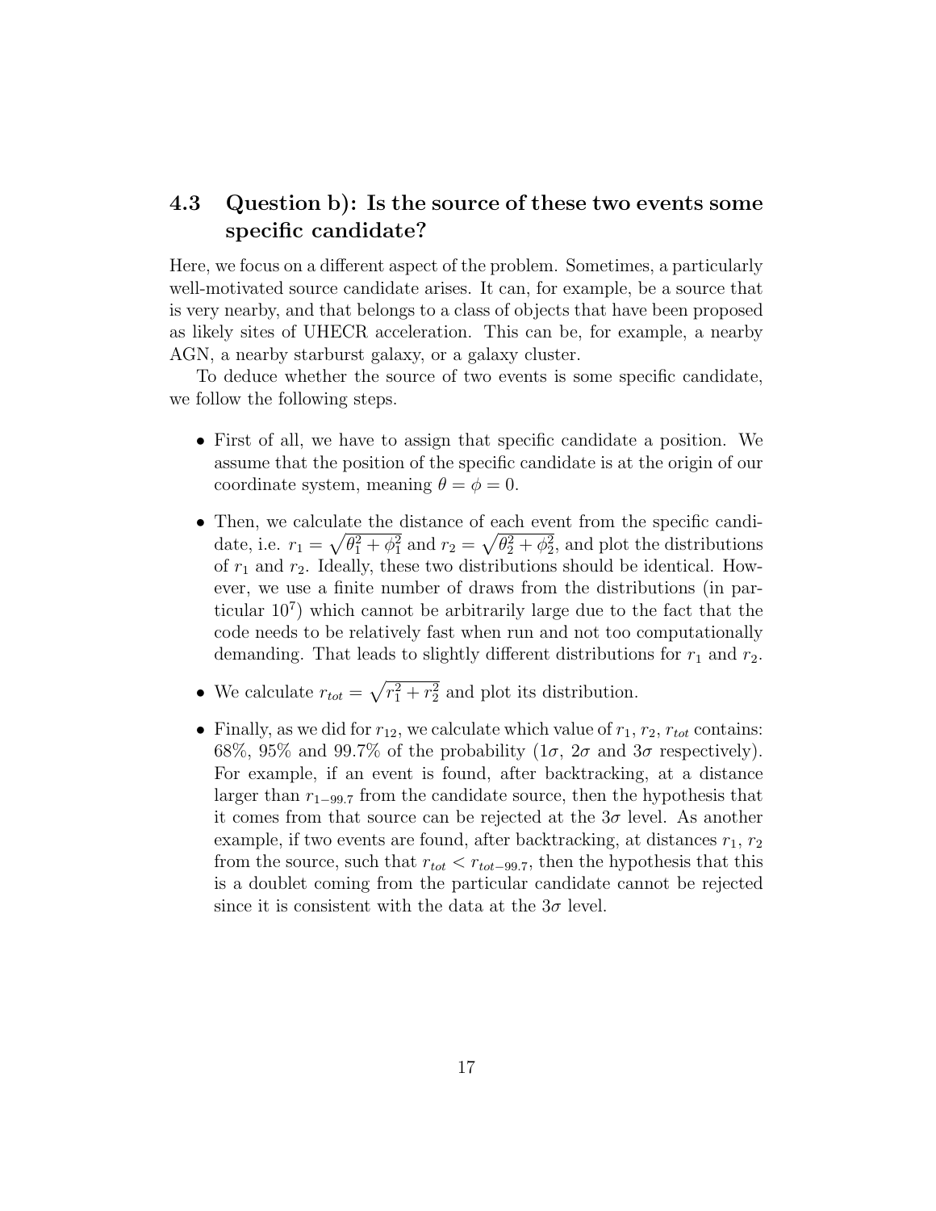## 4.3 Question b): Is the source of these two events some specific candidate?

Here, we focus on a different aspect of the problem. Sometimes, a particularly well-motivated source candidate arises. It can, for example, be a source that is very nearby, and that belongs to a class of objects that have been proposed as likely sites of UHECR acceleration. This can be, for example, a nearby AGN, a nearby starburst galaxy, or a galaxy cluster.

To deduce whether the source of two events is some specific candidate, we follow the following steps.

- First of all, we have to assign that specific candidate a position. We assume that the position of the specific candidate is at the origin of our coordinate system, meaning $\theta = \phi = 0$.
- Then, we calculate the distance of each event from the specific candidate, i.e. $r_1 = \sqrt{\theta_1^2 + \phi_1^2}$ and $r_2 = \sqrt{\theta_2^2 + \phi_2^2}$, and plot the distributions of $r_1$ and $r_2$. Ideally, these two distributions should be identical. However, we use a finite number of draws from the distributions (in particular $10^7$) which cannot be arbitrarily large due to the fact that the code needs to be relatively fast when run and not too computationally demanding. That leads to slightly different distributions for $r_1$ and $r_2$.
- We calculate $r_{tot} = \sqrt{r_1^2 + r_2^2}$ and plot its distribution.
- Finally, as we did for $r_{12}$, we calculate which value of $r_1$, $r_2$, $r_{tot}$ contains: 68%, 95% and 99.7% of the probability ($1\sigma$, $2\sigma$ and $3\sigma$ respectively). For example, if an event is found, after backtracking, at a distance larger than $r_{1-99.7}$ from the candidate source, then the hypothesis that it comes from that source can be rejected at the $3\sigma$ level. As another example, if two events are found, after backtracking, at distances $r_1$, $r_2$ from the source, such that $r_{tot} < r_{tot-99.7}$, then the hypothesis that this is a doublet coming from the particular candidate cannot be rejected since it is consistent with the data at the $3\sigma$ level.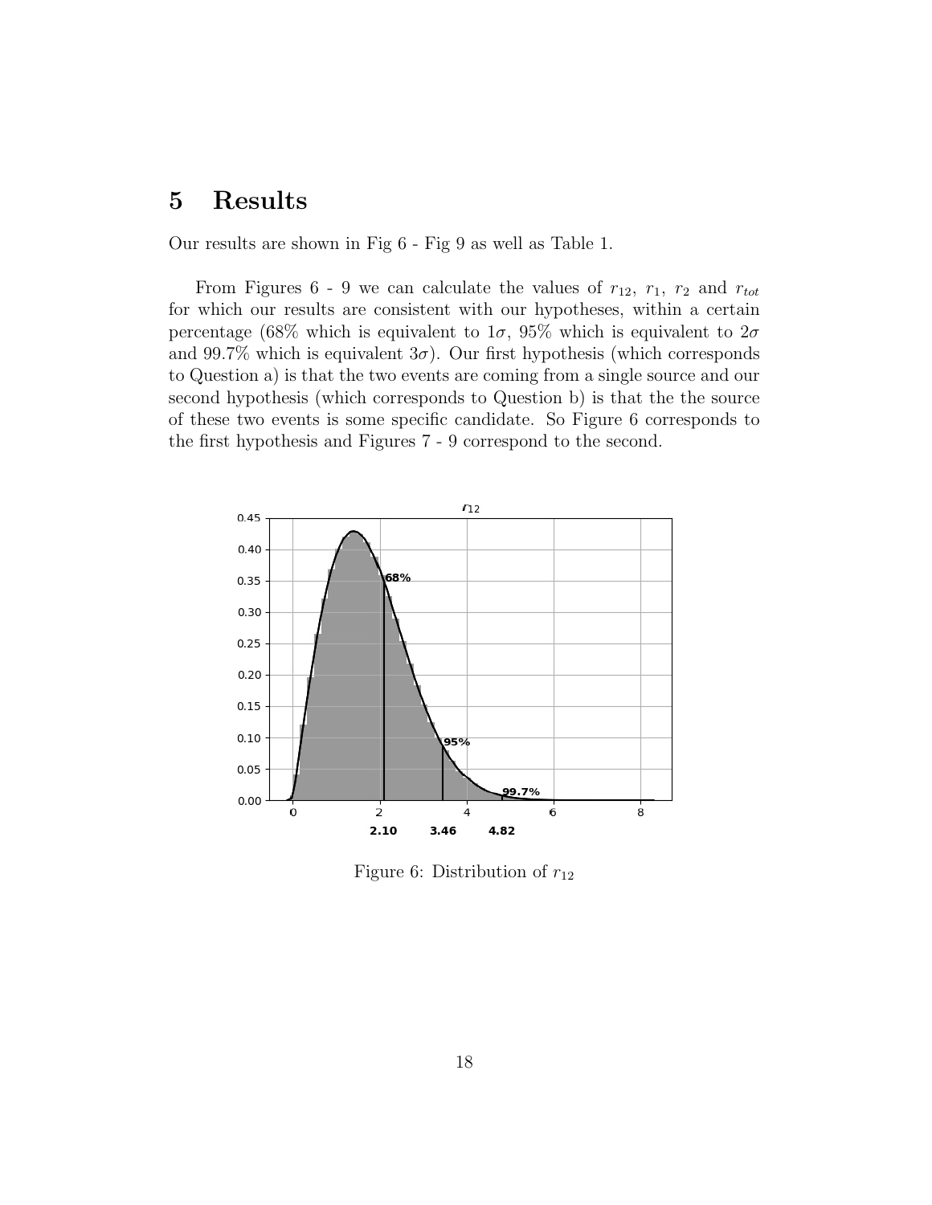# 5 Results

Our results are shown in Fig 6 - Fig 9 as well as Table 1.

From Figures 6 - 9 we can calculate the values of $r_{12}$, $r_1$, $r_2$ and $r_{tot}$ for which our results are consistent with our hypotheses, within a certain percentage (68% which is equivalent to $1\sigma$, 95% which is equivalent to $2\sigma$ and 99.7% which is equivalent $3\sigma$). Our first hypothesis (which corresponds to Question a) is that the two events are coming from a single source and our second hypothesis (which corresponds to Question b) is that the the source of these two events is some specific candidate. So Figure 6 corresponds to the first hypothesis and Figures 7 - 9 correspond to the second.

Figure 6: Distribution of $r_{12}$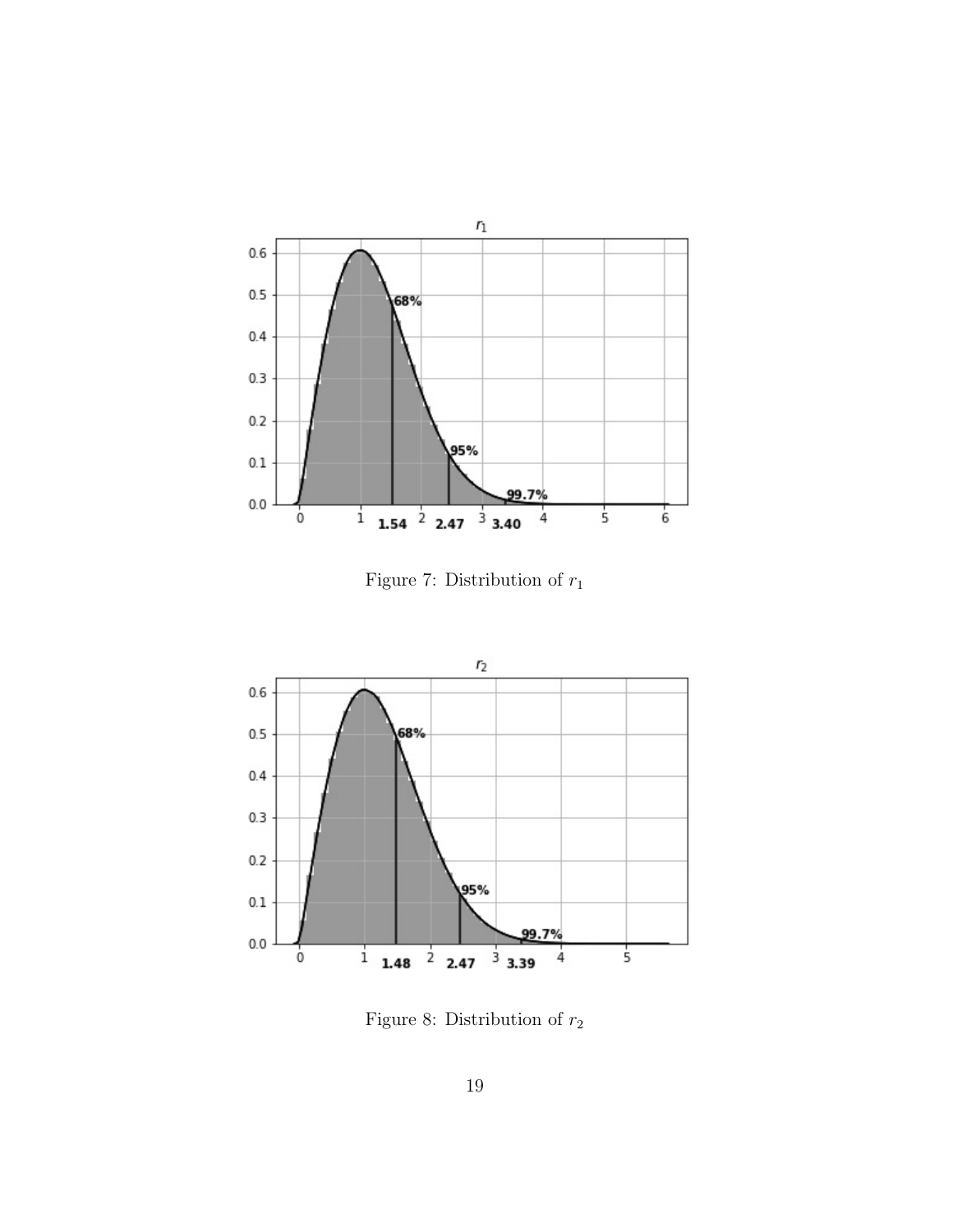Figure 7: Distribution of $r_1$

Figure 8: Distribution of $r_2$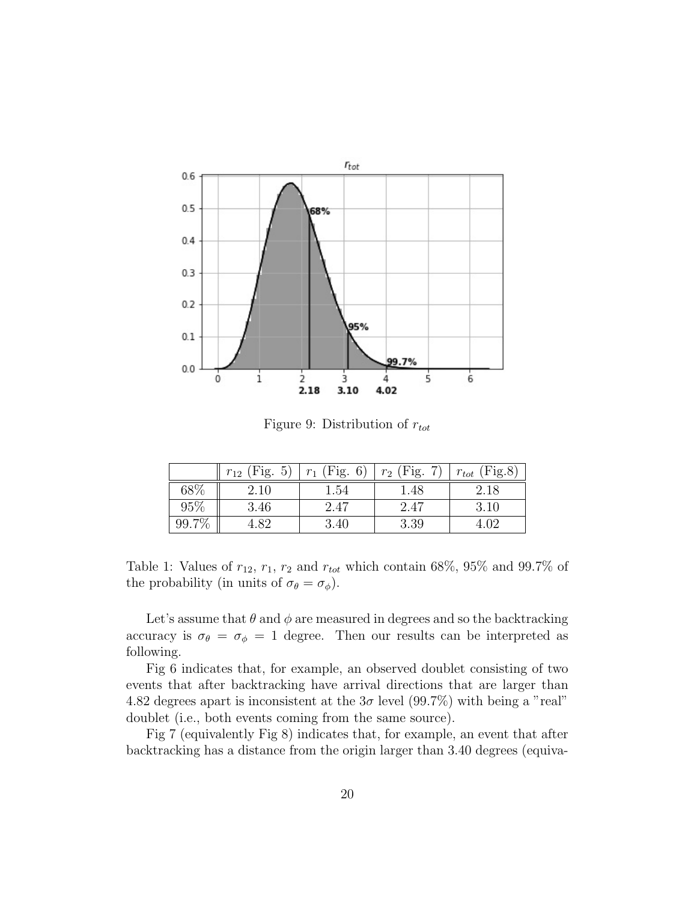Figure 9: Distribution of $r_{tot}$

| | $r_{12}$ (Fig. 5) | $r_1$ (Fig. 6) | $r_2$ (Fig. 7) | $r_{tot}$ (Fig.8) |
|---|---|---|---|---|
| 68% | 2.10 | 1.54 | 1.48 | 2.18 |
| 95% | 3.46 | 2.47 | 2.47 | 3.10 |
| 99.7% | 4.82 | 3.40 | 3.39 | 4.02 |

Table 1: Values of $r_{12}$, $r_1$, $r_2$ and $r_{tot}$ which contain 68%, 95% and 99.7% of the probability (in units of $\sigma_\theta = \sigma_\phi$).

Let's assume that $\theta$ and $\phi$ are measured in degrees and so the backtracking accuracy is $\sigma_\theta = \sigma_\phi = 1$ degree. Then our results can be interpreted as following.

Fig 6 indicates that, for example, an observed doublet consisting of two events that after backtracking have arrival directions that are larger than 4.82 degrees apart is inconsistent at the $3\sigma$ level (99.7%) with being a "real" doublet (i.e., both events coming from the same source).

Fig 7 (equivalently Fig 8) indicates that, for example, an event that after backtracking has a distance from the origin larger than 3.40 degrees (equiva-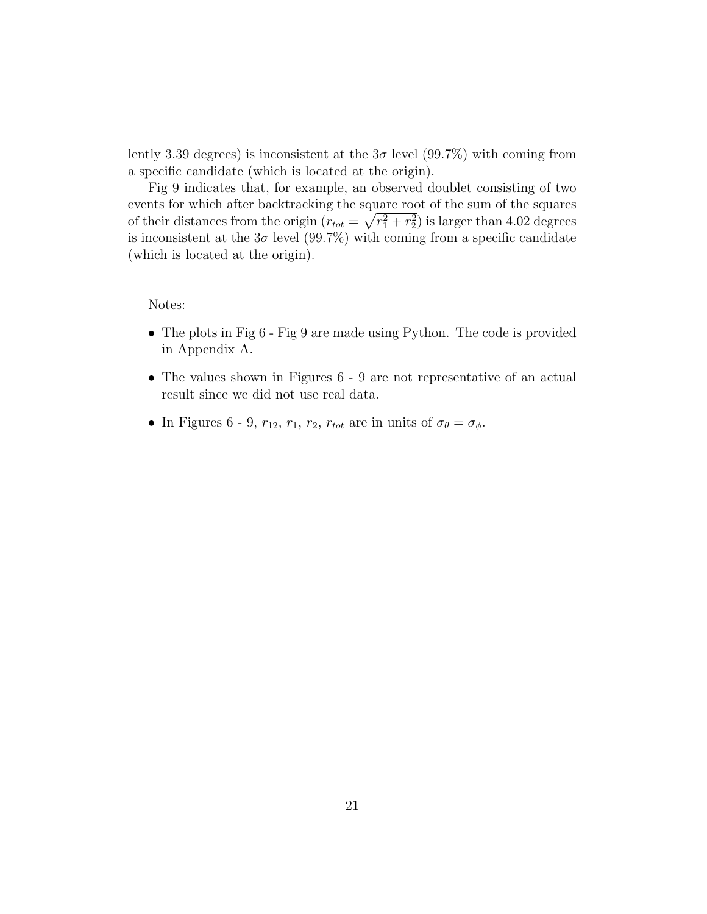lently 3.39 degrees) is inconsistent at the $3\sigma$ level (99.7%) with coming from a specific candidate (which is located at the origin).

Fig 9 indicates that, for example, an observed doublet consisting of two events for which after backtracking the square root of the sum of the squares of their distances from the origin ($r_{tot} = \sqrt{r_1^2 + r_2^2}$) is larger than 4.02 degrees is inconsistent at the $3\sigma$ level (99.7%) with coming from a specific candidate (which is located at the origin).

Notes:

- The plots in Fig 6 - Fig 9 are made using Python. The code is provided in Appendix A.
- The values shown in Figures 6 - 9 are not representative of an actual result since we did not use real data.
- In Figures 6 - 9, $r_{12}$, $r_1$, $r_2$, $r_{tot}$ are in units of $\sigma_\theta = \sigma_\phi$.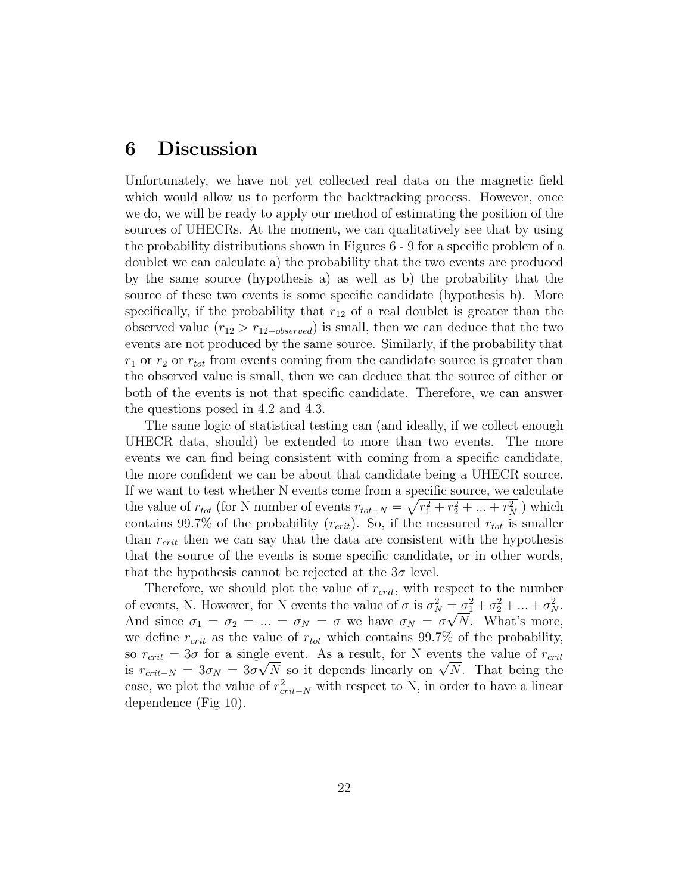# 6 Discussion

Unfortunately, we have not yet collected real data on the magnetic field which would allow us to perform the backtracking process. However, once we do, we will be ready to apply our method of estimating the position of the sources of UHECRs. At the moment, we can qualitatively see that by using the probability distributions shown in Figures 6 - 9 for a specific problem of a doublet we can calculate a) the probability that the two events are produced by the same source (hypothesis a) as well as b) the probability that the source of these two events is some specific candidate (hypothesis b). More specifically, if the probability that $r_{12}$ of a real doublet is greater than the observed value ($r_{12} > r_{12-observed}$) is small, then we can deduce that the two events are not produced by the same source. Similarly, if the probability that $r_1$ or $r_2$ or $r_{tot}$ from events coming from the candidate source is greater than the observed value is small, then we can deduce that the source of either or both of the events is not that specific candidate. Therefore, we can answer the questions posed in 4.2 and 4.3.

The same logic of statistical testing can (and ideally, if we collect enough UHECR data, should) be extended to more than two events. The more events we can find being consistent with coming from a specific candidate, the more confident we can be about that candidate being a UHECR source. If we want to test whether N events come from a specific source, we calculate the value of $r_{tot}$ (for N number of events $r_{tot-N} = \sqrt{r_1^2 + r_2^2 + ... + r_N^2}$ ) which contains 99.7% of the probability ($r_{crit}$). So, if the measured $r_{tot}$ is smaller than $r_{crit}$ then we can say that the data are consistent with the hypothesis that the source of the events is some specific candidate, or in other words, that the hypothesis cannot be rejected at the $3\sigma$ level.

Therefore, we should plot the value of $r_{crit}$, with respect to the number of events, N. However, for N events the value of $\sigma$ is $\sigma_N^2 = \sigma_1^2 + \sigma_2^2 + ... + \sigma_N^2$. And since $\sigma_1 = \sigma_2 = ... = \sigma_N = \sigma$ we have $\sigma_N = \sigma\sqrt{N}$. What's more, we define $r_{crit}$ as the value of $r_{tot}$ which contains 99.7% of the probability, so $r_{crit} = 3\sigma$ for a single event. As a result, for N events the value of $r_{crit}$ is $r_{crit-N} = 3\sigma_N = 3\sigma\sqrt{N}$ so it depends linearly on $\sqrt{N}$. That being the case, we plot the value of $r_{crit-N}^2$ with respect to N, in order to have a linear dependence (Fig 10).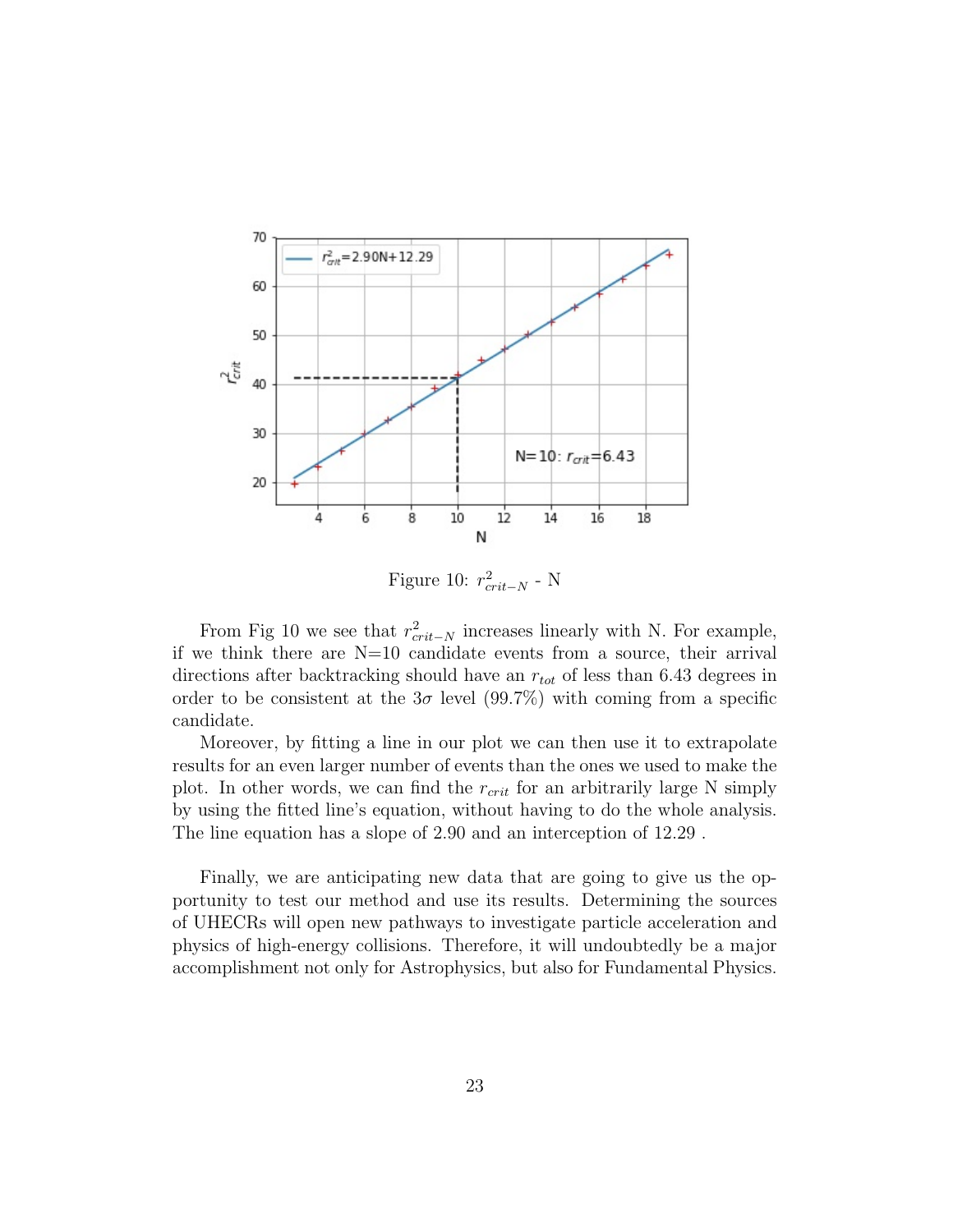Figure 10: $r^2_{crit-N}$ - N

From Fig 10 we see that $r^2_{crit-N}$ increases linearly with N. For example, if we think there are N=10 candidate events from a source, their arrival directions after backtracking should have an $r_{tot}$ of less than 6.43 degrees in order to be consistent at the $3\sigma$ level (99.7%) with coming from a specific candidate.

Moreover, by fitting a line in our plot we can then use it to extrapolate results for an even larger number of events than the ones we used to make the plot. In other words, we can find the $r_{crit}$ for an arbitrarily large N simply by using the fitted line's equation, without having to do the whole analysis. The line equation has a slope of 2.90 and an interception of 12.29 .

Finally, we are anticipating new data that are going to give us the opportunity to test our method and use its results. Determining the sources of UHECRs will open new pathways to investigate particle acceleration and physics of high-energy collisions. Therefore, it will undoubtedly be a major accomplishment not only for Astrophysics, but also for Fundamental Physics.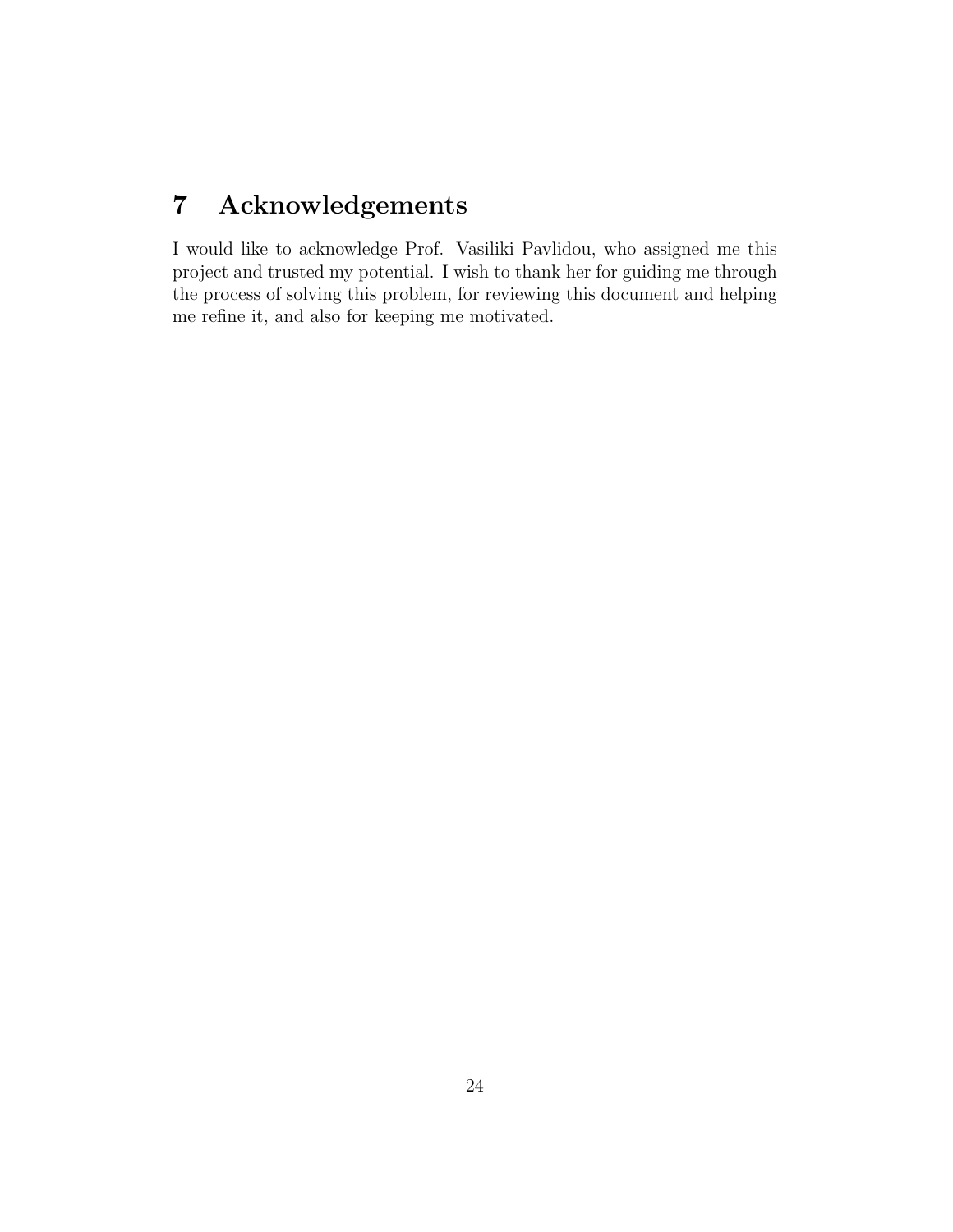# 7 Acknowledgements

I would like to acknowledge Prof. Vasiliki Pavlidou, who assigned me this project and trusted my potential. I wish to thank her for guiding me through the process of solving this problem, for reviewing this document and helping me refine it, and also for keeping me motivated.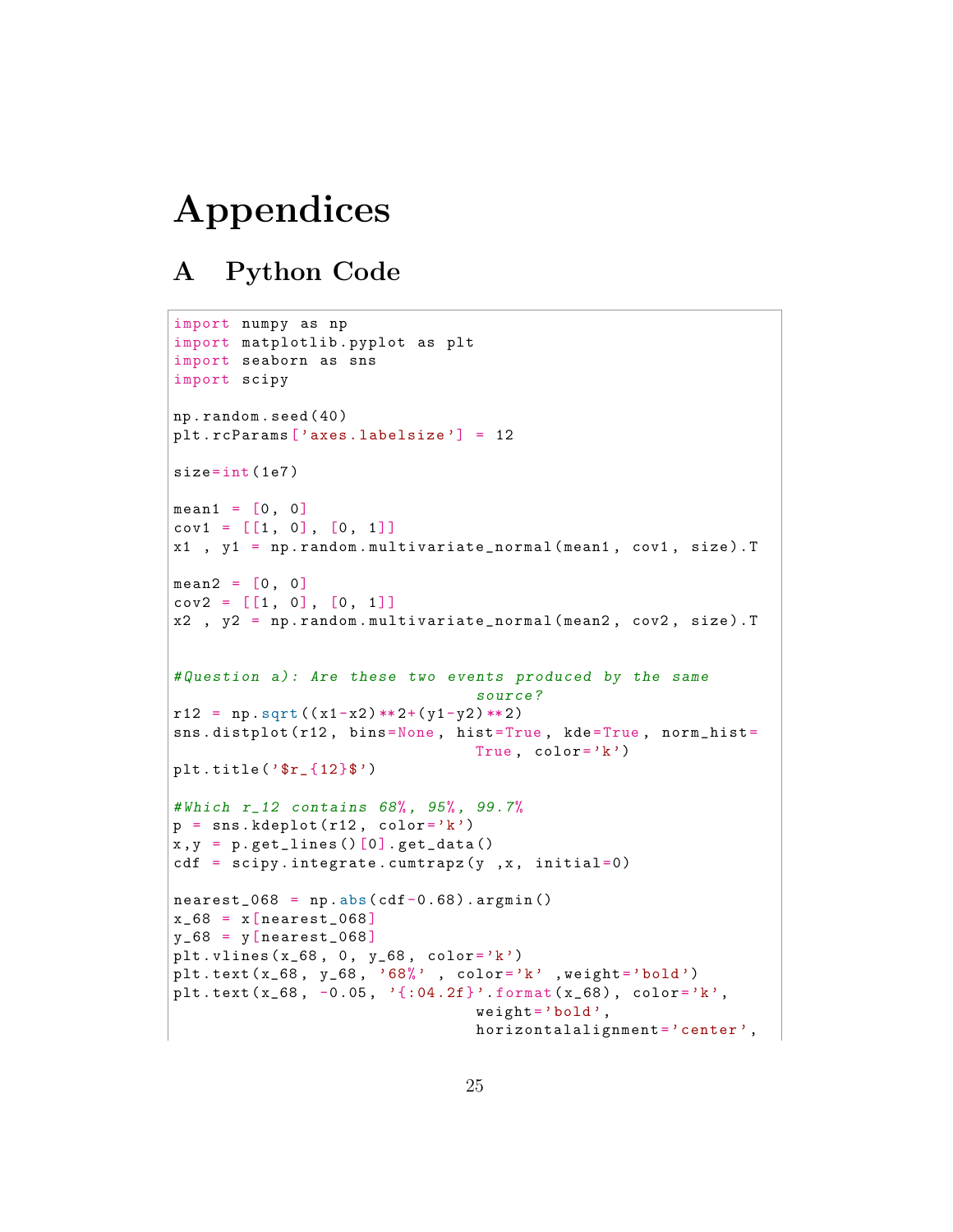# Appendices

## A Python Code

```
import numpy as np
import matplotlib.pyplot as plt
import seaborn as sns
import scipy

np.random.seed(40)
plt.rcParams['axes.labelsize'] = 12

size=int(1e7)

mean1 = [0, 0]
cov1 = [[1, 0], [0, 1]]
x1 , y1 = np.random.multivariate_normal(mean1, cov1, size).T

mean2 = [0, 0]
cov2 = [[1, 0], [0, 1]]
x2 , y2 = np.random.multivariate_normal(mean2, cov2, size).T


#Question a): Are these two events produced by the same
                              source?
r12 = np.sqrt((x1-x2)**2+(y1-y2)**2)
sns.distplot(r12, bins=None, hist=True, kde=True, norm_hist=
                              True, color='k')
plt.title('$r_{12}$')

#Which r_12 contains 68%, 95%, 99.7%
p = sns.kdeplot(r12, color='k')
x,y = p.get_lines()[0].get_data()
cdf = scipy.integrate.cumtrapz(y ,x, initial=0)

nearest_068 = np.abs(cdf-0.68).argmin()
x_68 = x[nearest_068]
y_68 = y[nearest_068]
plt.vlines(x_68, 0, y_68, color='k')
plt.text(x_68, y_68, '68%' , color='k' ,weight='bold')
plt.text(x_68, -0.05, '{:04.2f}'.format(x_68), color='k',
                              weight='bold',
                              horizontalalignment='center',
```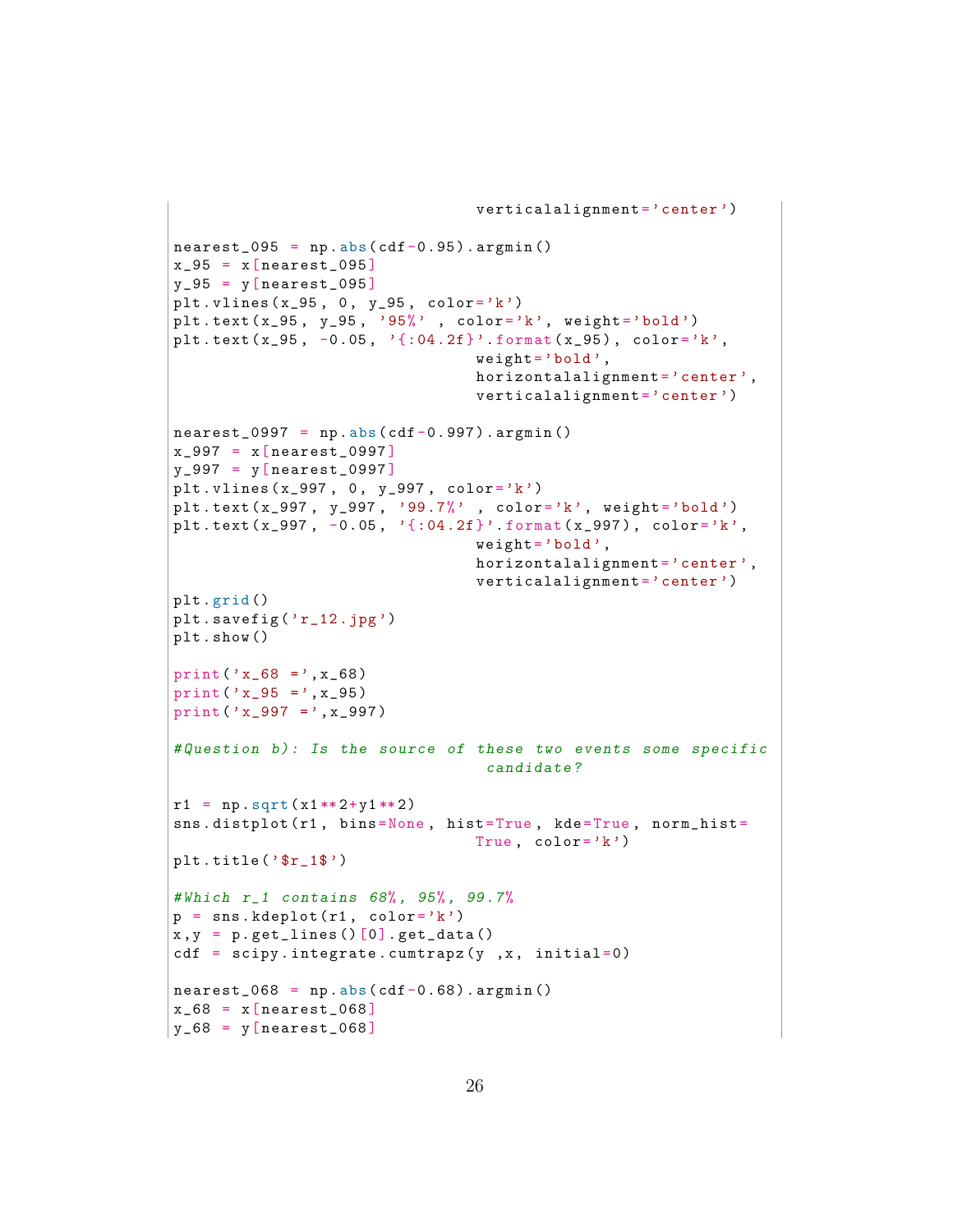```
                                verticalalignment='center')

nearest_095 = np.abs(cdf-0.95).argmin()
x_95 = x[nearest_095]
y_95 = y[nearest_095]
plt.vlines(x_95, 0, y_95, color='k')
plt.text(x_95, y_95, '95%' , color='k', weight='bold')
plt.text(x_95, -0.05, '{:04.2f}'.format(x_95), color='k',
                                weight='bold',
                                horizontalalignment='center',
                                verticalalignment='center')

nearest_0997 = np.abs(cdf-0.997).argmin()
x_997 = x[nearest_0997]
y_997 = y[nearest_0997]
plt.vlines(x_997, 0, y_997, color='k')
plt.text(x_997, y_997, '99.7%' , color='k', weight='bold')
plt.text(x_997, -0.05, '{:04.2f}'.format(x_997), color='k',
                                weight='bold',
                                horizontalalignment='center',
                                verticalalignment='center')
plt.grid()
plt.savefig('r_12.jpg')
plt.show()

print('x_68 =',x_68)
print('x_95 =',x_95)
print('x_997 =',x_997)

#Question b): Is the source of these two events some specific
                                 candidate?

r1 = np.sqrt(x1**2+y1**2)
sns.distplot(r1, bins=None, hist=True, kde=True, norm_hist=
                                True, color='k')
plt.title('$r_1$')

#Which r_1 contains 68%, 95%, 99.7%
p = sns.kdeplot(r1, color='k')
x,y = p.get_lines()[0].get_data()
cdf = scipy.integrate.cumtrapz(y ,x, initial=0)

nearest_068 = np.abs(cdf-0.68).argmin()
x_68 = x[nearest_068]
y_68 = y[nearest_068]
```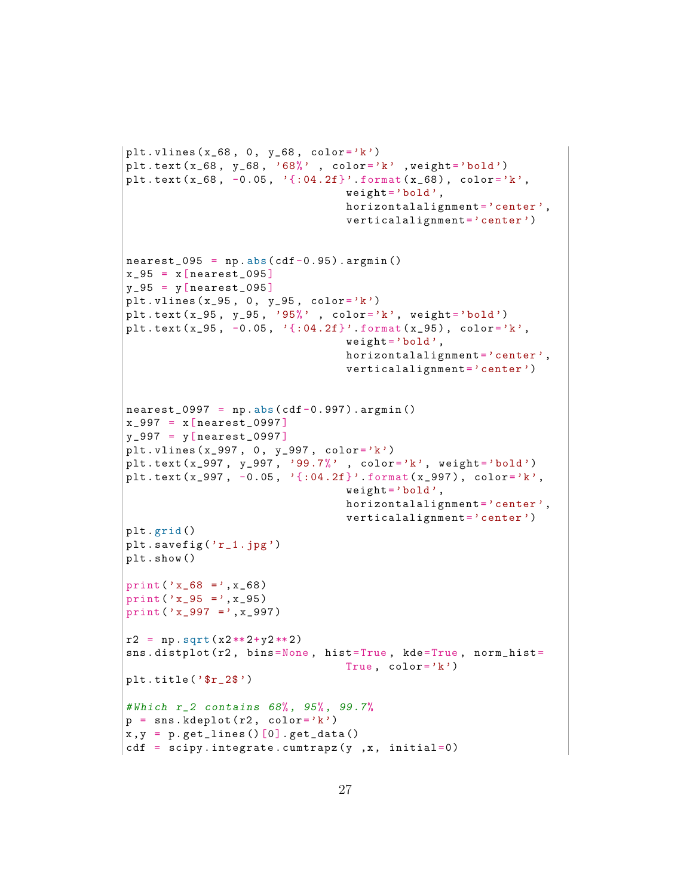```
plt.vlines(x_68, 0, y_68, color='k')
plt.text(x_68, y_68, '68%' , color='k' ,weight='bold')
plt.text(x_68, -0.05, '{:04.2f}'.format(x_68), color='k',
                                weight='bold',
                                horizontalalignment='center',
                                verticalalignment='center')


nearest_095 = np.abs(cdf-0.95).argmin()
x_95 = x[nearest_095]
y_95 = y[nearest_095]
plt.vlines(x_95, 0, y_95, color='k')
plt.text(x_95, y_95, '95%' , color='k', weight='bold')
plt.text(x_95, -0.05, '{:04.2f}'.format(x_95), color='k',
                                weight='bold',
                                horizontalalignment='center',
                                verticalalignment='center')


nearest_0997 = np.abs(cdf-0.997).argmin()
x_997 = x[nearest_0997]
y_997 = y[nearest_0997]
plt.vlines(x_997, 0, y_997, color='k')
plt.text(x_997, y_997, '99.7%' , color='k', weight='bold')
plt.text(x_997, -0.05, '{:04.2f}'.format(x_997), color='k',
                                weight='bold',
                                horizontalalignment='center',
                                verticalalignment='center')
plt.grid()
plt.savefig('r_1.jpg')
plt.show()

print('x_68 =',x_68)
print('x_95 =',x_95)
print('x_997 =',x_997)

r2 = np.sqrt(x2**2+y2**2)
sns.distplot(r2, bins=None, hist=True, kde=True, norm_hist=
                                True, color='k')
plt.title('$r_2$')

#Which r_2 contains 68%, 95%, 99.7%
p = sns.kdeplot(r2, color='k')
x,y = p.get_lines()[0].get_data()
cdf = scipy.integrate.cumtrapz(y ,x, initial=0)
```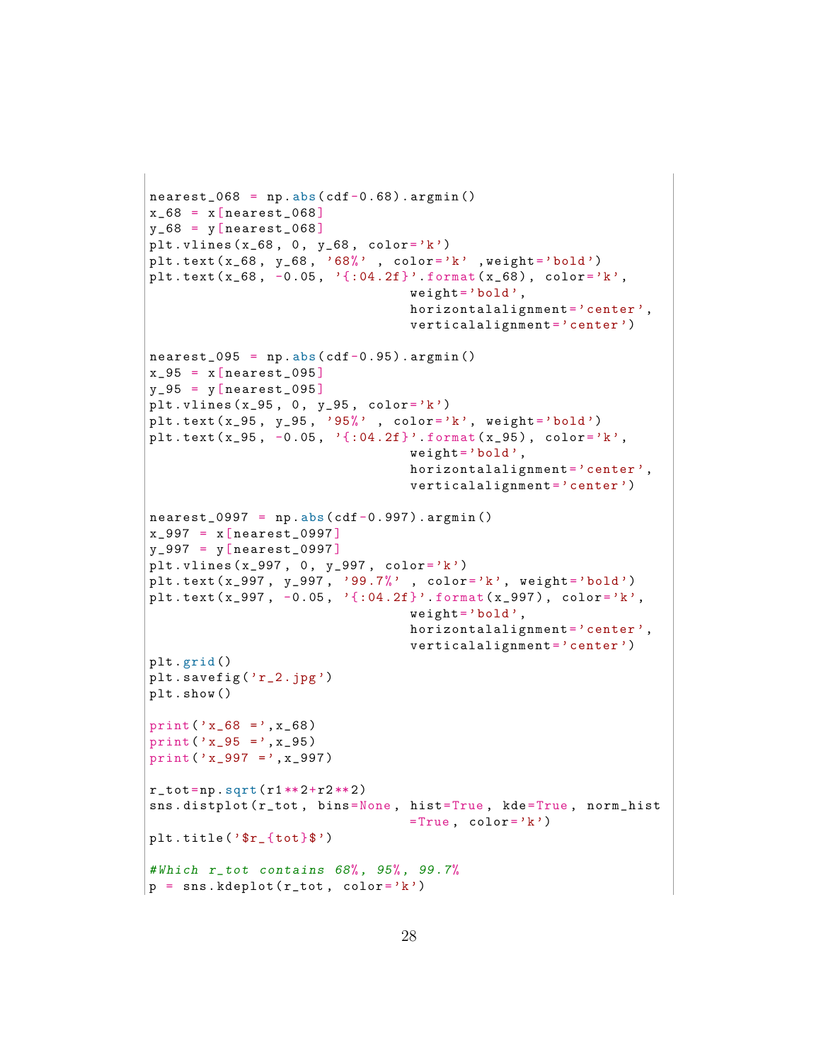```
nearest_068 = np.abs(cdf-0.68).argmin()
x_68 = x[nearest_068]
y_68 = y[nearest_068]
plt.vlines(x_68, 0, y_68, color='k')
plt.text(x_68, y_68, '68%' , color='k' ,weight='bold')
plt.text(x_68, -0.05, '{:04.2f}'.format(x_68), color='k',
                                weight='bold',
                                horizontalalignment='center',
                                verticalalignment='center')

nearest_095 = np.abs(cdf-0.95).argmin()
x_95 = x[nearest_095]
y_95 = y[nearest_095]
plt.vlines(x_95, 0, y_95, color='k')
plt.text(x_95, y_95, '95%' , color='k', weight='bold')
plt.text(x_95, -0.05, '{:04.2f}'.format(x_95), color='k',
                                weight='bold',
                                horizontalalignment='center',
                                verticalalignment='center')

nearest_0997 = np.abs(cdf-0.997).argmin()
x_997 = x[nearest_0997]
y_997 = y[nearest_0997]
plt.vlines(x_997, 0, y_997, color='k')
plt.text(x_997, y_997, '99.7%' , color='k', weight='bold')
plt.text(x_997, -0.05, '{:04.2f}'.format(x_997), color='k',
                                weight='bold',
                                horizontalalignment='center',
                                verticalalignment='center')
plt.grid()
plt.savefig('r_2.jpg')
plt.show()

print('x_68 =',x_68)
print('x_95 =',x_95)
print('x_997 =',x_997)

r_tot=np.sqrt(r1**2+r2**2)
sns.distplot(r_tot, bins=None, hist=True, kde=True, norm_hist
                                =True, color='k')
plt.title('$r_{tot}$')

#Which r_tot contains 68%, 95%, 99.7%
p = sns.kdeplot(r_tot, color='k')
```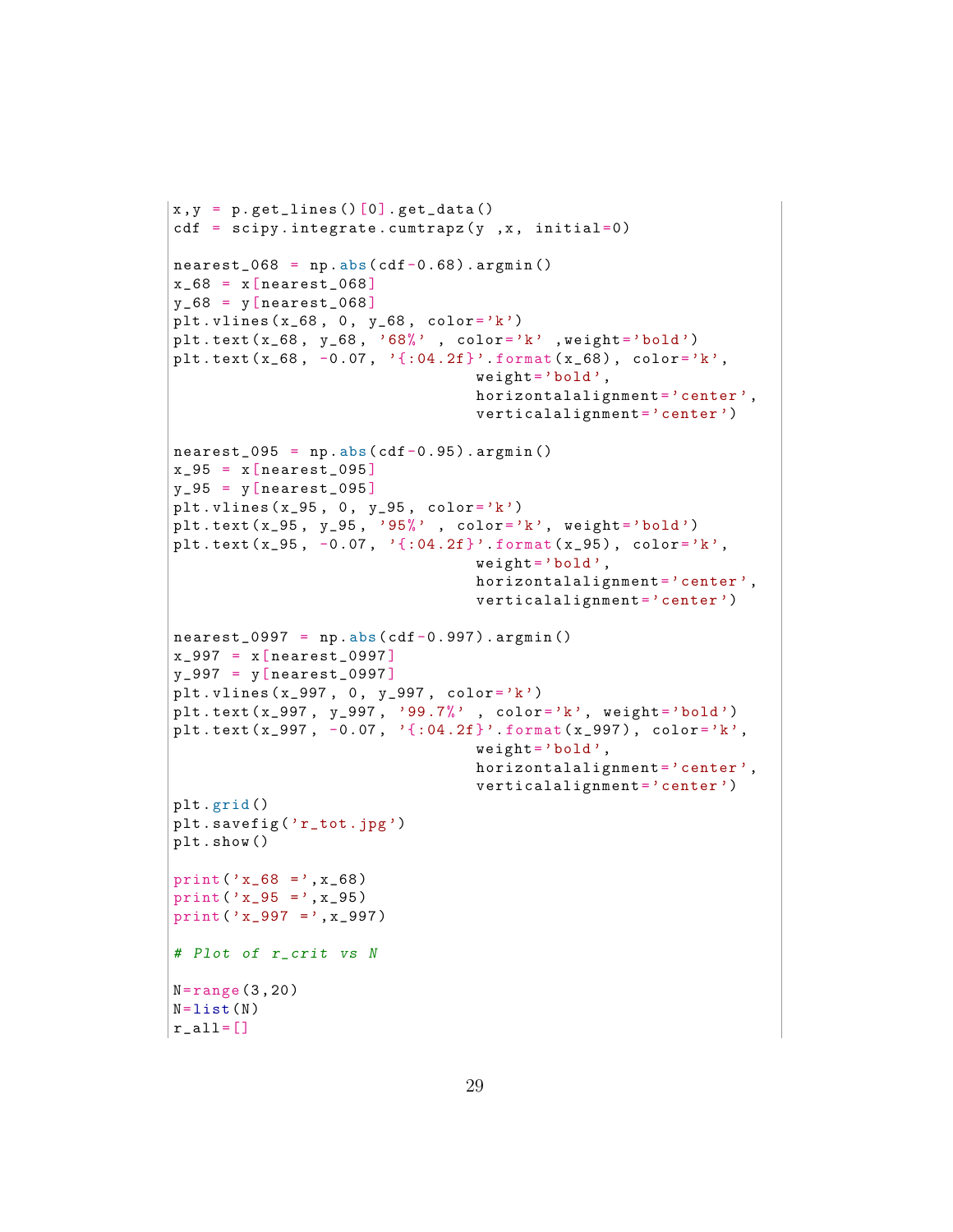```python
x,y = p.get_lines()[0].get_data()
cdf = scipy.integrate.cumtrapz(y ,x, initial=0)

nearest_068 = np.abs(cdf-0.68).argmin()
x_68 = x[nearest_068]
y_68 = y[nearest_068]
plt.vlines(x_68, 0, y_68, color='k')
plt.text(x_68, y_68, '68%' , color='k' ,weight='bold')
plt.text(x_68, -0.07, '{:04.2f}'.format(x_68), color='k',
                                weight='bold',
                                horizontalalignment='center',
                                verticalalignment='center')

nearest_095 = np.abs(cdf-0.95).argmin()
x_95 = x[nearest_095]
y_95 = y[nearest_095]
plt.vlines(x_95, 0, y_95, color='k')
plt.text(x_95, y_95, '95%' , color='k', weight='bold')
plt.text(x_95, -0.07, '{:04.2f}'.format(x_95), color='k',
                                weight='bold',
                                horizontalalignment='center',
                                verticalalignment='center')

nearest_0997 = np.abs(cdf-0.997).argmin()
x_997 = x[nearest_0997]
y_997 = y[nearest_0997]
plt.vlines(x_997, 0, y_997, color='k')
plt.text(x_997, y_997, '99.7%' , color='k', weight='bold')
plt.text(x_997, -0.07, '{:04.2f}'.format(x_997), color='k',
                                weight='bold',
                                horizontalalignment='center',
                                verticalalignment='center')
plt.grid()
plt.savefig('r_tot.jpg')
plt.show()

print('x_68 =',x_68)
print('x_95 =',x_95)
print('x_997 =',x_997)

# Plot of r_crit vs N

N=range(3,20)
N=list(N)
r_all=[]
```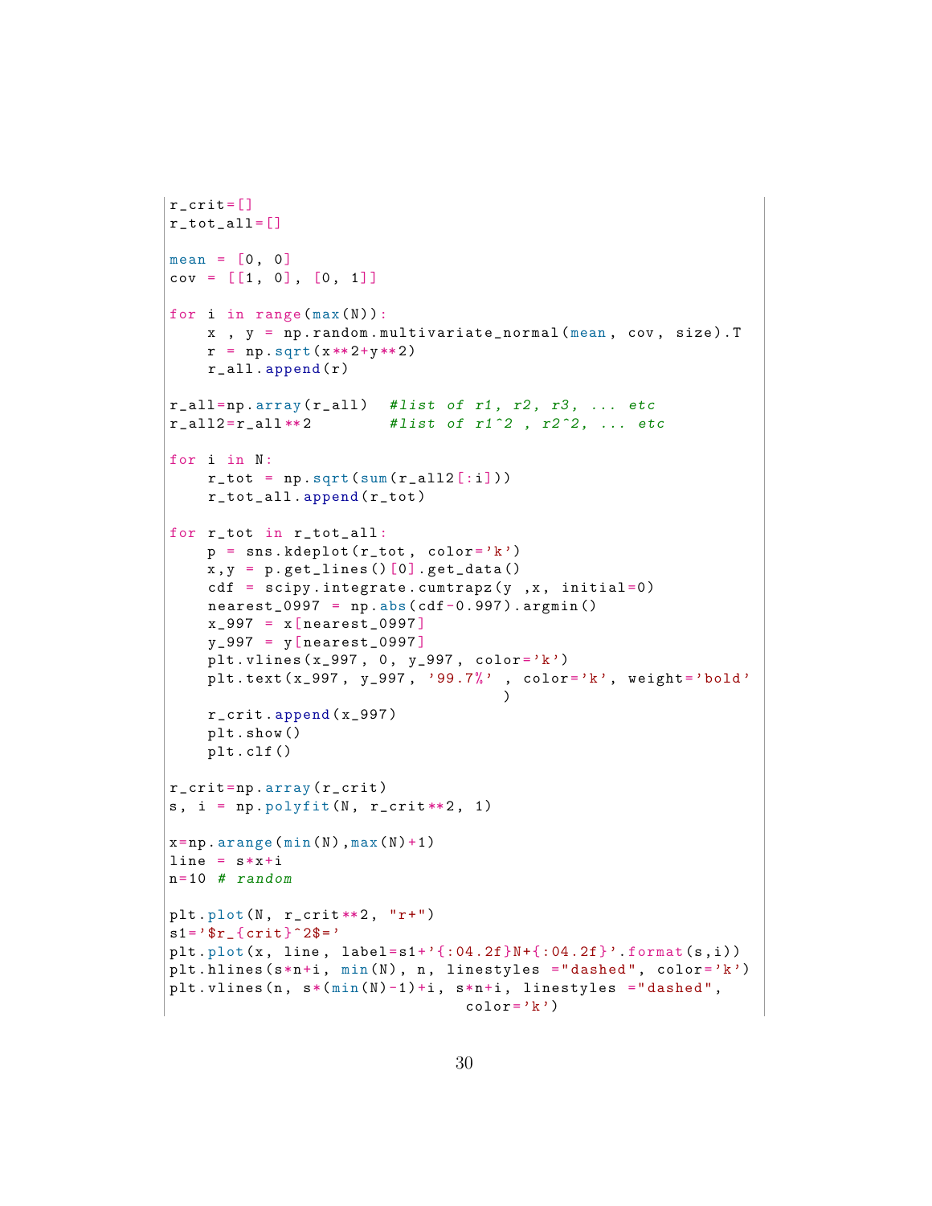```
r_crit=[]
r_tot_all=[]

mean = [0, 0]
cov = [[1, 0], [0, 1]]

for i in range(max(N)):
    x , y = np.random.multivariate_normal(mean, cov, size).T
    r = np.sqrt(x**2+y**2)
    r_all.append(r)

r_all=np.array(r_all)  #list of r1, r2, r3, ... etc
r_all2=r_all**2        #list of r1^2 , r2^2, ... etc

for i in N:
    r_tot = np.sqrt(sum(r_all2[:i]))
    r_tot_all.append(r_tot)

for r_tot in r_tot_all:
    p = sns.kdeplot(r_tot, color='k')
    x,y = p.get_lines()[0].get_data()
    cdf = scipy.integrate.cumtrapz(y ,x, initial=0)
    nearest_0997 = np.abs(cdf-0.997).argmin()
    x_997 = x[nearest_0997]
    y_997 = y[nearest_0997]
    plt.vlines(x_997, 0, y_997, color='k')
    plt.text(x_997, y_997, '99.7%' , color='k', weight='bold'
                                   )
    r_crit.append(x_997)
    plt.show()
    plt.clf()

r_crit=np.array(r_crit)
s, i = np.polyfit(N, r_crit**2, 1)

x=np.arange(min(N),max(N)+1)
line = s*x+i
n=10 # random

plt.plot(N, r_crit**2, "r+")
s1='$r_{crit}^2$='
plt.plot(x, line, label=s1+'{:04.2f}N+{:04.2f}'.format(s,i))
plt.hlines(s*n+i, min(N), n, linestyles ="dashed", color='k')
plt.vlines(n, s*(min(N)-1)+i, s*n+i, linestyles ="dashed",
                               color='k')
```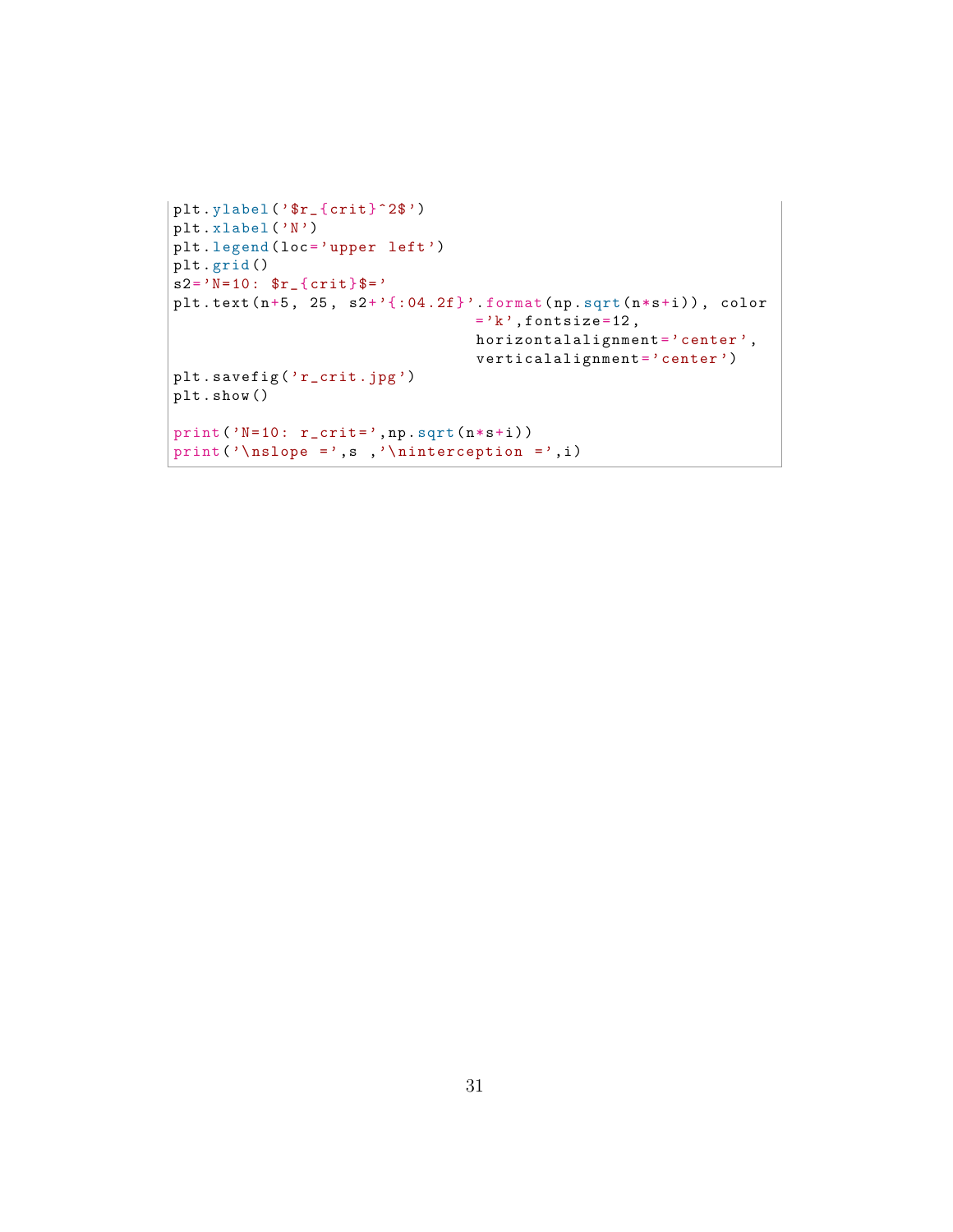```python
plt.ylabel('$r_{crit}^2$')
plt.xlabel('N')
plt.legend(loc='upper left')
plt.grid()
s2='N=10: $r_{crit}$='
plt.text(n+5, 25, s2+'{:04.2f}'.format(np.sqrt(n*s+i)), color
                                ='k',fontsize=12,
                                horizontalalignment='center',
                                verticalalignment='center')
plt.savefig('r_crit.jpg')
plt.show()

print('N=10: r_crit=',np.sqrt(n*s+i))
print('\nslope =',s ,'\ninterception =',i)
```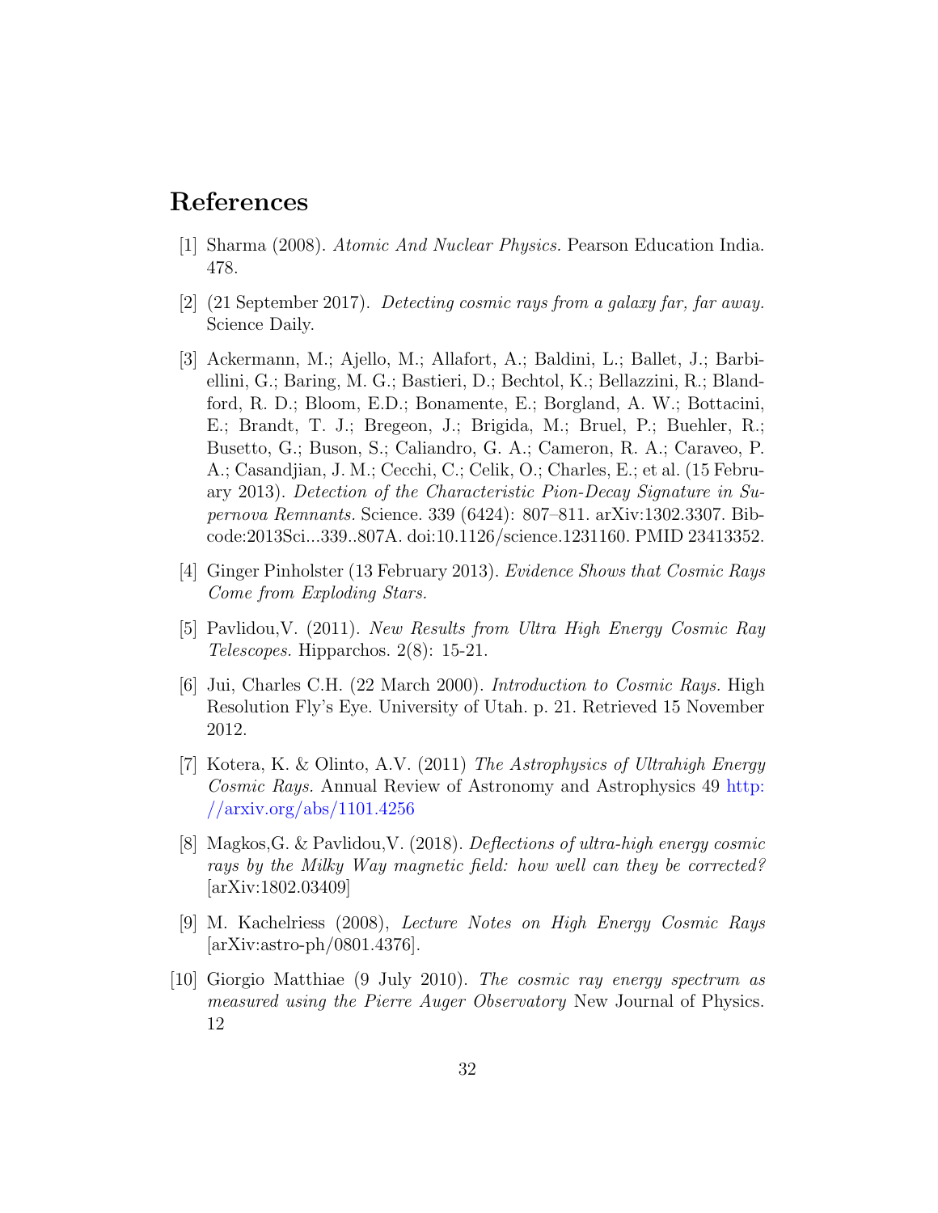# References

[1] Sharma (2008). *Atomic And Nuclear Physics.* Pearson Education India. 478.

[2] (21 September 2017). *Detecting cosmic rays from a galaxy far, far away.* Science Daily.

[3] Ackermann, M.; Ajello, M.; Allafort, A.; Baldini, L.; Ballet, J.; Barbiellini, G.; Baring, M. G.; Bastieri, D.; Bechtol, K.; Bellazzini, R.; Blandford, R. D.; Bloom, E.D.; Bonamente, E.; Borgland, A. W.; Bottacini, E.; Brandt, T. J.; Bregeon, J.; Brigida, M.; Bruel, P.; Buehler, R.; Busetto, G.; Buson, S.; Caliandro, G. A.; Cameron, R. A.; Caraveo, P. A.; Casandjian, J. M.; Cecchi, C.; Celik, O.; Charles, E.; et al. (15 February 2013). *Detection of the Characteristic Pion-Decay Signature in Supernova Remnants.* Science. 339 (6424): 807–811. arXiv:1302.3307. Bibcode:2013Sci...339..807A. doi:10.1126/science.1231160. PMID 23413352.

[4] Ginger Pinholster (13 February 2013). *Evidence Shows that Cosmic Rays Come from Exploding Stars.*

[5] Pavlidou,V. (2011). *New Results from Ultra High Energy Cosmic Ray Telescopes.* Hipparchos. 2(8): 15-21.

[6] Jui, Charles C.H. (22 March 2000). *Introduction to Cosmic Rays.* High Resolution Fly's Eye. University of Utah. p. 21. Retrieved 15 November 2012.

[7] Kotera, K. & Olinto, A.V. (2011) *The Astrophysics of Ultrahigh Energy Cosmic Rays.* Annual Review of Astronomy and Astrophysics 49 http://arxiv.org/abs/1101.4256

[8] Magkos,G. & Pavlidou,V. (2018). *Deflections of ultra-high energy cosmic rays by the Milky Way magnetic field: how well can they be corrected?* [arXiv:1802.03409]

[9] M. Kachelriess (2008), *Lecture Notes on High Energy Cosmic Rays* [arXiv:astro-ph/0801.4376].

[10] Giorgio Matthiae (9 July 2010). *The cosmic ray energy spectrum as measured using the Pierre Auger Observatory* New Journal of Physics. 12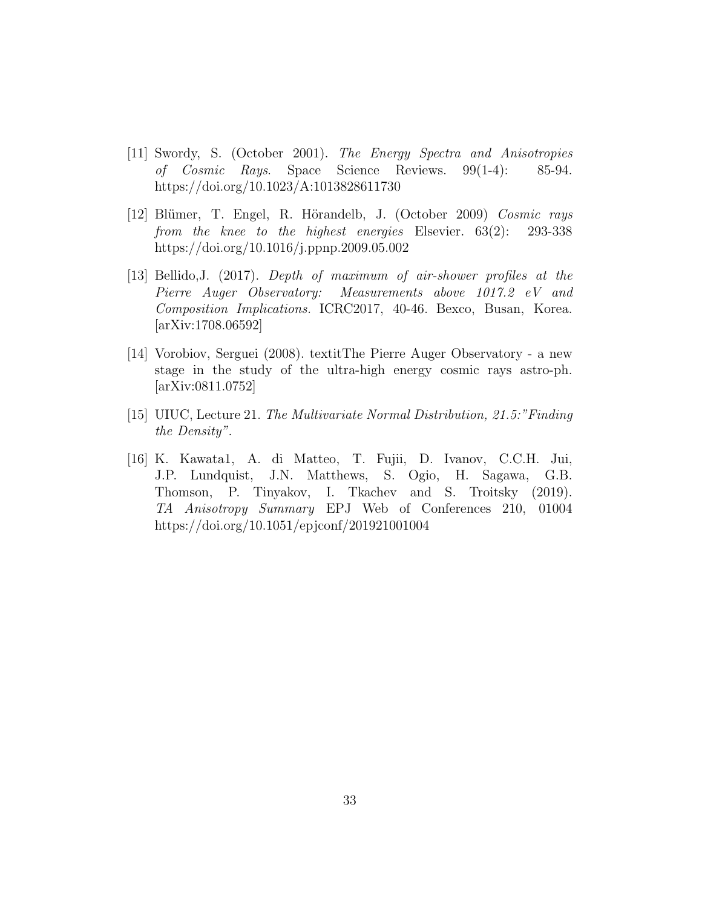[11] Swordy, S. (October 2001). *The Energy Spectra and Anisotropies of Cosmic Rays*. Space Science Reviews. 99(1-4): 85-94. https://doi.org/10.1023/A:1013828611730

[12] Blümer, T. Engel, R. Hörandelb, J. (October 2009) *Cosmic rays from the knee to the highest energies* Elsevier. 63(2): 293-338 https://doi.org/10.1016/j.ppnp.2009.05.002

[13] Bellido,J. (2017). *Depth of maximum of air-shower profiles at the Pierre Auger Observatory: Measurements above 1017.2 eV and Composition Implications.* ICRC2017, 40-46. Bexco, Busan, Korea. [arXiv:1708.06592]

[14] Vorobiov, Serguei (2008). textitThe Pierre Auger Observatory - a new stage in the study of the ultra-high energy cosmic rays astro-ph. [arXiv:0811.0752]

[15] UIUC, Lecture 21. *The Multivariate Normal Distribution, 21.5:"Finding the Density".*

[16] K. Kawata1, A. di Matteo, T. Fujii, D. Ivanov, C.C.H. Jui, J.P. Lundquist, J.N. Matthews, S. Ogio, H. Sagawa, G.B. Thomson, P. Tinyakov, I. Tkachev and S. Troitsky (2019). *TA Anisotropy Summary* EPJ Web of Conferences 210, 01004 https://doi.org/10.1051/epjconf/201921001004